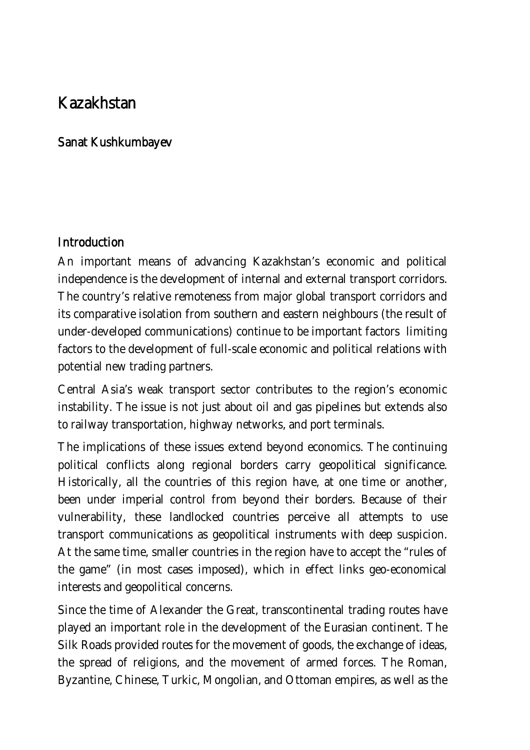# Kazakhstan

## Sanat Kushkumbayev

### Introduction

An important means of advancing Kazakhstan's economic and political independence is the development of internal and external transport corridors. The country's relative remoteness from major global transport corridors and its comparative isolation from southern and eastern neighbours (the result of under-developed communications) continue to be important factors limiting factors to the development of full-scale economic and political relations with potential new trading partners.

Central Asia's weak transport sector contributes to the region's economic instability. The issue is not just about oil and gas pipelines but extends also to railway transportation, highway networks, and port terminals.

The implications of these issues extend beyond economics. The continuing political conflicts along regional borders carry geopolitical significance. Historically, all the countries of this region have, at one time or another, been under imperial control from beyond their borders. Because of their vulnerability, these landlocked countries perceive all attempts to use transport communications as geopolitical instruments with deep suspicion. At the same time, smaller countries in the region have to accept the "rules of the game" (in most cases imposed), which in effect links geo-economical interests and geopolitical concerns.

Since the time of Alexander the Great, transcontinental trading routes have played an important role in the development of the Eurasian continent. The Silk Roads provided routes for the movement of goods, the exchange of ideas, the spread of religions, and the movement of armed forces. The Roman, Byzantine, Chinese, Turkic, Mongolian, and Ottoman empires, as well as the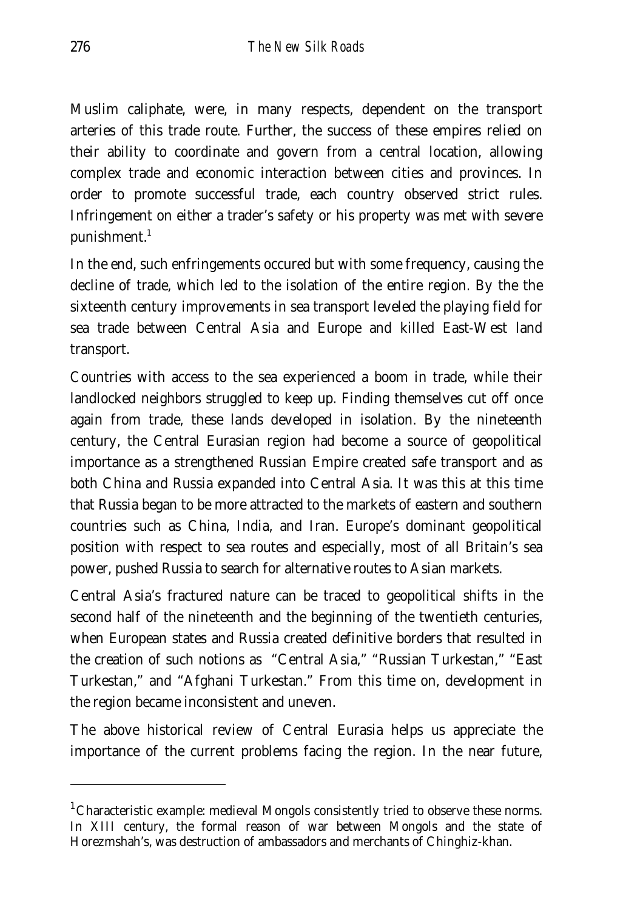Muslim caliphate, were, in many respects, dependent on the transport arteries of this trade route. Further, the success of these empires relied on their ability to coordinate and govern from a central location, allowing complex trade and economic interaction between cities and provinces. In order to promote successful trade, each country observed strict rules. Infringement on either a trader's safety or his property was met with severe punishment.[1]

In the end, such enfringements occured but with some frequency, causing the decline of trade, which led to the isolation of the entire region. By the the sixteenth century improvements in sea transport leveled the playing field for sea trade between Central Asia and Europe and killed East-West land transport.

Countries with access to the sea experienced a boom in trade, while their landlocked neighbors struggled to keep up. Finding themselves cut off once again from trade, these lands developed in isolation. By the nineteenth century, the Central Eurasian region had become a source of geopolitical importance as a strengthened Russian Empire created safe transport and as both China and Russia expanded into Central Asia. It was this at this time that Russia began to be more attracted to the markets of eastern and southern countries such as China, India, and Iran. Europe's dominant geopolitical position with respect to sea routes and especially, most of all Britain's sea power, pushed Russia to search for alternative routes to Asian markets.

Central Asia's fractured nature can be traced to geopolitical shifts in the second half of the nineteenth and the beginning of the twentieth centuries, when European states and Russia created definitive borders that resulted in the creation of such notions as "Central Asia," "Russian Turkestan," "East Turkestan," and "Afghani Turkestan." From this time on, development in the region became inconsistent and uneven.

The above historical review of Central Eurasia helps us appreciate the importance of the current problems facing the region. In the near future,

---

[1] Characteristic example: medieval Mongols consistently tried to observe these norms. In XIII century, the formal reason of war between Mongols and the state of Horezmshah's, was destruction of ambassadors and merchants of Chinghiz-khan.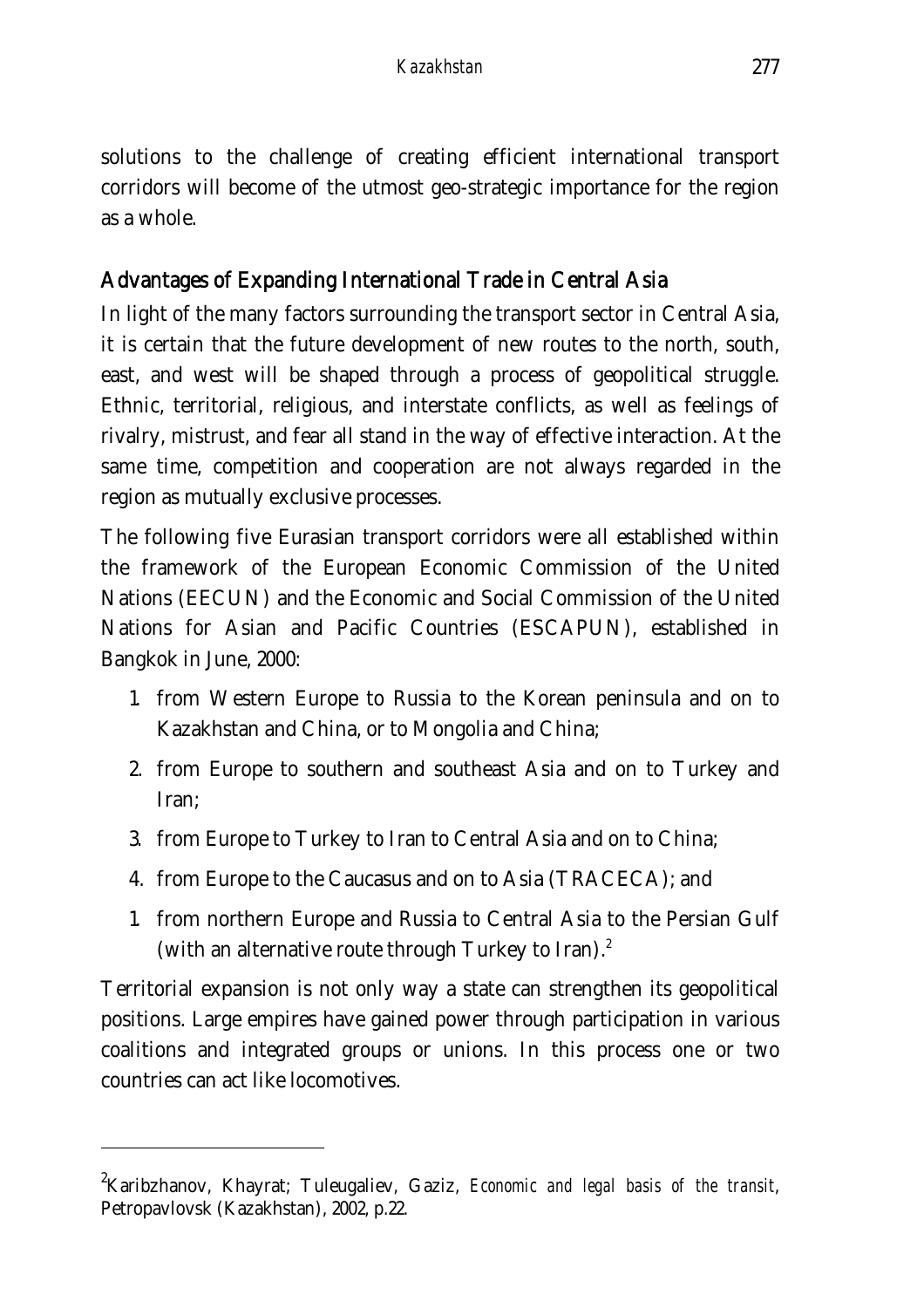solutions to the challenge of creating efficient international transport corridors will become of the utmost geo-strategic importance for the region as a whole.

## Advantages of Expanding International Trade in Central Asia

In light of the many factors surrounding the transport sector in Central Asia, it is certain that the future development of new routes to the north, south, east, and west will be shaped through a process of geopolitical struggle. Ethnic, territorial, religious, and interstate conflicts, as well as feelings of rivalry, mistrust, and fear all stand in the way of effective interaction. At the same time, competition and cooperation are not always regarded in the region as mutually exclusive processes.

The following five Eurasian transport corridors were all established within the framework of the European Economic Commission of the United Nations (EECUN) and the Economic and Social Commission of the United Nations for Asian and Pacific Countries (ESCAPUN), established in Bangkok in June, 2000:

1. from Western Europe to Russia to the Korean peninsula and on to Kazakhstan and China, or to Mongolia and China;
2. from Europe to southern and southeast Asia and on to Turkey and Iran;
3. from Europe to Turkey to Iran to Central Asia and on to China;
4. from Europe to the Caucasus and on to Asia (TRACECA); and
1. from northern Europe and Russia to Central Asia to the Persian Gulf (with an alternative route through Turkey to Iran).[2]

Territorial expansion is not only way a state can strengthen its geopolitical positions. Large empires have gained power through participation in various coalitions and integrated groups or unions. In this process one or two countries can act like locomotives.

---

[2] Karibzhanov, Khayrat; Tuleugaliev, Gaziz, *Economic and legal basis of the transit*, Petropavlovsk (Kazakhstan), 2002, p.22.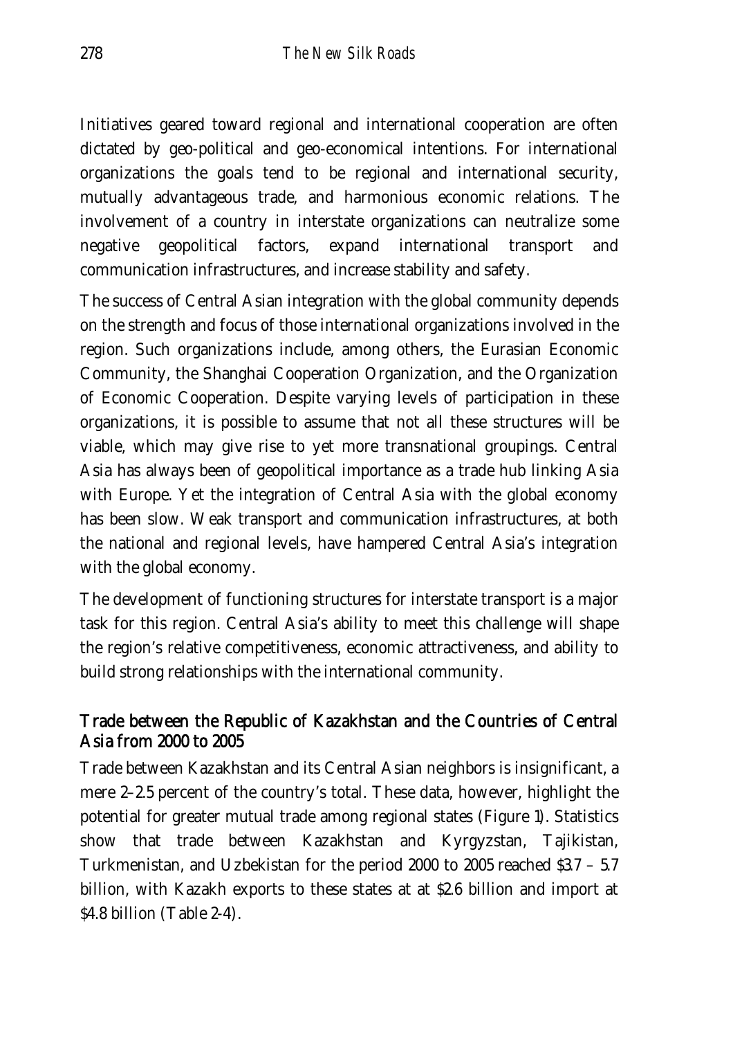Initiatives geared toward regional and international cooperation are often dictated by geo-political and geo-economical intentions. For international organizations the goals tend to be regional and international security, mutually advantageous trade, and harmonious economic relations. The involvement of a country in interstate organizations can neutralize some negative geopolitical factors, expand international transport and communication infrastructures, and increase stability and safety.

The success of Central Asian integration with the global community depends on the strength and focus of those international organizations involved in the region. Such organizations include, among others, the Eurasian Economic Community, the Shanghai Cooperation Organization, and the Organization of Economic Cooperation. Despite varying levels of participation in these organizations, it is possible to assume that not all these structures will be viable, which may give rise to yet more transnational groupings. Central Asia has always been of geopolitical importance as a trade hub linking Asia with Europe. Yet the integration of Central Asia with the global economy has been slow. Weak transport and communication infrastructures, at both the national and regional levels, have hampered Central Asia's integration with the global economy.

The development of functioning structures for interstate transport is a major task for this region. Central Asia's ability to meet this challenge will shape the region's relative competitiveness, economic attractiveness, and ability to build strong relationships with the international community.

## Trade between the Republic of Kazakhstan and the Countries of Central Asia from 2000 to 2005

Trade between Kazakhstan and its Central Asian neighbors is insignificant, a mere 2–2.5 percent of the country's total. These data, however, highlight the potential for greater mutual trade among regional states (Figure 1). Statistics show that trade between Kazakhstan and Kyrgyzstan, Tajikistan, Turkmenistan, and Uzbekistan for the period 2000 to 2005 reached $3.7 – 5.7 billion, with Kazakh exports to these states at at $2.6 billion and import at $4.8 billion (Table 2-4).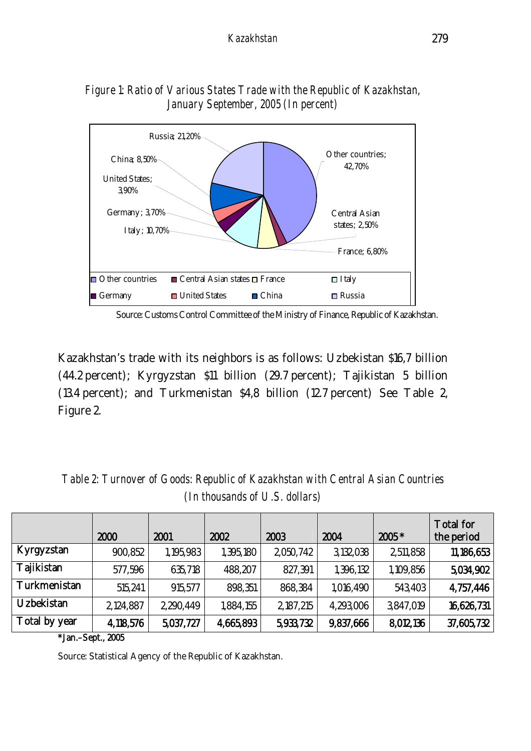*Figure 1: Ratio of Various States Trade with the Republic of Kazakhstan, January September, 2005 (In percent)*

Russia; 21,20%
China; 8,50%
United States; 3,90%
Germany; 3,70%
Italy; 10,70%
Other countries; 42,70%
Central Asian states; 2,50%
France; 6,80%

Other countries, Central Asian states, France, Italy, Germany, United States, China, Russia

Source: Customs Control Committee of the Ministry of Finance, Republic of Kazakhstan.

Kazakhstan's trade with its neighbors is as follows: Uzbekistan $16,7 billion (44.2 percent); Kyrgyzstan $11 billion (29.7 percent); Tajikistan 5 billion (13.4 percent); and Turkmenistan $4,8 billion (12.7 percent) See Table 2, Figure 2.

*Table 2: Turnover of Goods: Republic of Kazakhstan with Central Asian Countries (In thousands of U.S. dollars)*

| | 2000 | 2001 | 2002 | 2003 | 2004 | 2005* | Total for the period |
|---|---|---|---|---|---|---|---|
| Kyrgyzstan | 900,852 | 1,195,983 | 1,395,180 | 2,050,742 | 3,132,038 | 2,511,858 | **11,186,653** |
| Tajikistan | 577,596 | 635,718 | 488,207 | 827,391 | 1,396,132 | 1,109,856 | **5,034,902** |
| Turkmenistan | 515,241 | 915,577 | 898,351 | 868,384 | 1,016,490 | 543,403 | **4,757,446** |
| Uzbekistan | 2,124,887 | 2,290,449 | 1,884,155 | 2,187,215 | 4,293,006 | 3,847,019 | **16,626,731** |
| Total by year | **4,118,576** | **5,037,727** | **4,665,893** | **5,933,732** | **9,837,666** | **8,012,136** | **37,605,732** |

**\*Jan.–Sept., 2005**

Source: Statistical Agency of the Republic of Kazakhstan.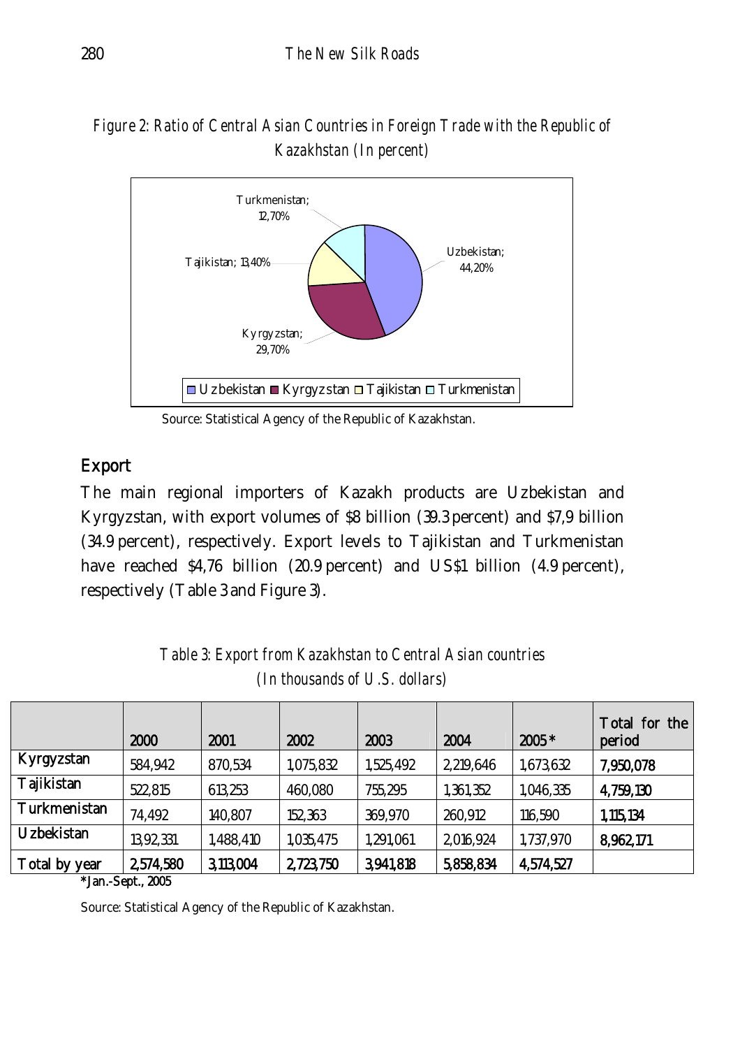*Figure 2: Ratio of Central Asian Countries in Foreign Trade with the Republic of Kazakhstan (In percent)*

Source: Statistical Agency of the Republic of Kazakhstan.

## Export

The main regional importers of Kazakh products are Uzbekistan and Kyrgyzstan, with export volumes of $8 billion (39.3 percent) and $7,9 billion (34.9 percent), respectively. Export levels to Tajikistan and Turkmenistan have reached $4,76 billion (20.9 percent) and US$1 billion (4.9 percent), respectively (Table 3 and Figure 3).

*Table 3: Export from Kazakhstan to Central Asian countries (In thousands of U.S. dollars)*

| | 2000 | 2001 | 2002 | 2003 | 2004 | 2005* | Total for the period |
|---|---|---|---|---|---|---|---|
| Kyrgyzstan | 584,942 | 870,534 | 1,075,832 | 1,525,492 | 2,219,646 | 1,673,632 | **7,950,078** |
| Tajikistan | 522,815 | 613,253 | 460,080 | 755,295 | 1,361,352 | 1,046,335 | **4,759,130** |
| Turkmenistan | 74,492 | 140,807 | 152,363 | 369,970 | 260,912 | 116,590 | **1,115,134** |
| Uzbekistan | 13,92,331 | 1,488,410 | 1,035,475 | 1,291,061 | 2,016,924 | 1,737,970 | **8,962,171** |
| Total by year | **2,574,580** | **3,113,004** | **2,723,750** | **3,941,818** | **5,858,834** | **4,574,527** | |

**\*Jan.-Sept., 2005**

Source: Statistical Agency of the Republic of Kazakhstan.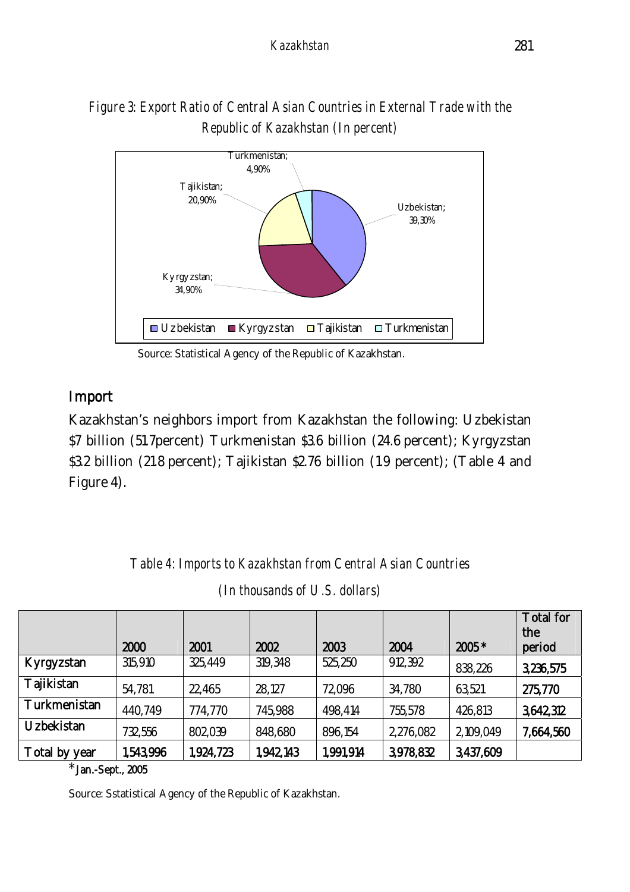*Figure 3: Export Ratio of Central Asian Countries in External Trade with the Republic of Kazakhstan (In percent)*

Turkmenistan; 4,90%

Tajikistan; 20,90%

Uzbekistan; 39,30%

Kyrgyzstan; 34,90%

Uzbekistan Kyrgyzstan Tajikistan Turkmenistan

Source: Statistical Agency of the Republic of Kazakhstan.

## Import

Kazakhstan's neighbors import from Kazakhstan the following: Uzbekistan $7 billion (51.7percent) Turkmenistan $3.6 billion (24.6 percent); Kyrgyzstan $3.2 billion (21.8 percent); Tajikistan $2.76 billion (1.9 percent); (Table 4 and Figure 4).

*Table 4: Imports to Kazakhstan from Central Asian Countries*

*(In thousands of U.S. dollars)*

| | 2000 | 2001 | 2002 | 2003 | 2004 | 2005* | Total for the period |
|---|---|---|---|---|---|---|---|
| Kyrgyzstan | 315,910 | 325,449 | 319,348 | 525,250 | 912,392 | 838,226 | 3,236,575 |
| Tajikistan | 54,781 | 22,465 | 28,127 | 72,096 | 34,780 | 63,521 | 275,770 |
| Turkmenistan | 440,749 | 774,770 | 745,988 | 498,414 | 755,578 | 426,813 | 3,642,312 |
| Uzbekistan | 732,556 | 802,039 | 848,680 | 896,154 | 2,276,082 | 2,109,049 | 7,664,560 |
| Total by year | 1,543,996 | 1,924,723 | 1,942,143 | 1,991,914 | 3,978,832 | 3,437,609 | |

*Jan.-Sept., 2005

Source: Sstatistical Agency of the Republic of Kazakhstan.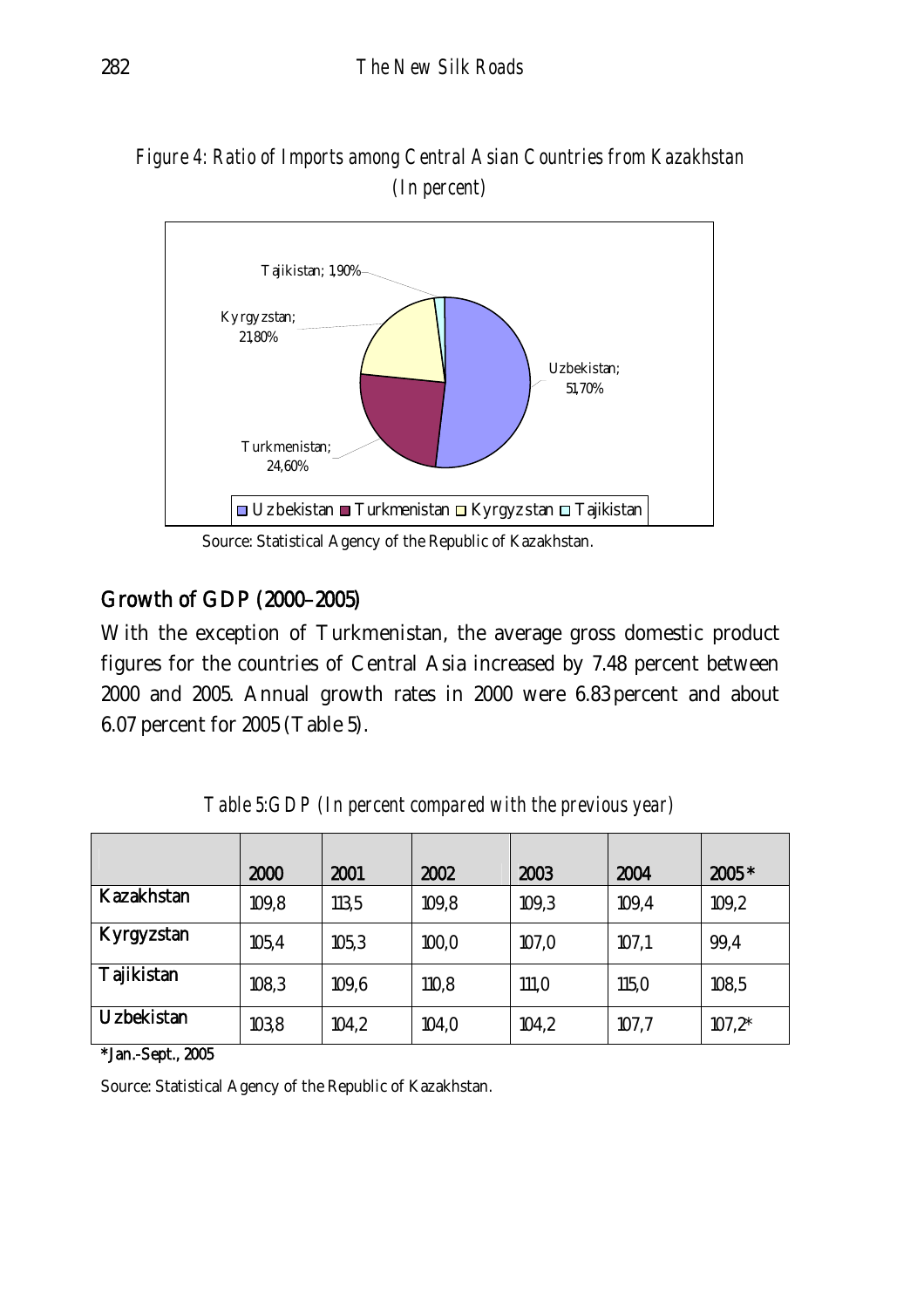*Figure 4: Ratio of Imports among Central Asian Countries from Kazakhstan (In percent)*

Tajikistan; 1,90%
Kyrgyzstan; 21,80%
Uzbekistan; 51,70%
Turkmenistan; 24,60%

Source: Statistical Agency of the Republic of Kazakhstan.

## Growth of GDP (2000–2005)

With the exception of Turkmenistan, the average gross domestic product figures for the countries of Central Asia increased by 7.48 percent between 2000 and 2005. Annual growth rates in 2000 were 6.83 percent and about 6.07 percent for 2005 (Table 5).

*Table 5:GDP (In percent compared with the previous year)*

| | 2000 | 2001 | 2002 | 2003 | 2004 | 2005* |
|---|---|---|---|---|---|---|
| Kazakhstan | 109,8 | 113,5 | 109,8 | 109,3 | 109,4 | 109,2 |
| Kyrgyzstan | 105,4 | 105,3 | 100,0 | 107,0 | 107,1 | 99,4 |
| Tajikistan | 108,3 | 109,6 | 110,8 | 111,0 | 115,0 | 108,5 |
| Uzbekistan | 103,8 | 104,2 | 104,0 | 104,2 | 107,7 | 107,2* |

**\*Jan.-Sept., 2005**

Source: Statistical Agency of the Republic of Kazakhstan.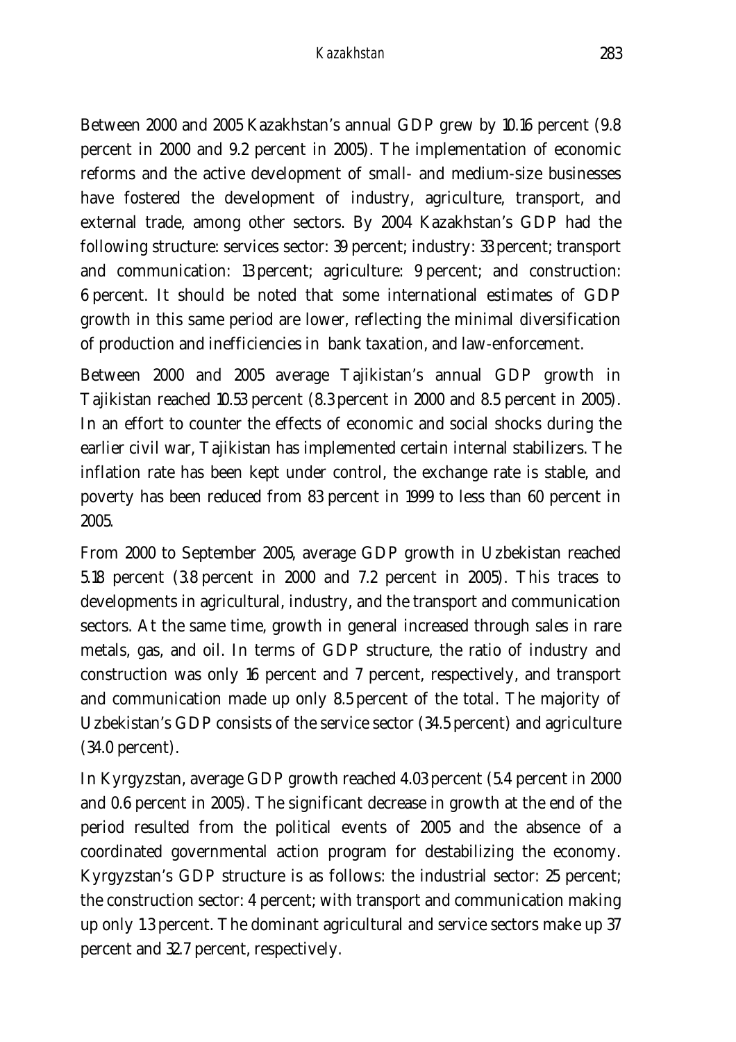Between 2000 and 2005 Kazakhstan's annual GDP grew by 10.16 percent (9.8 percent in 2000 and 9.2 percent in 2005). The implementation of economic reforms and the active development of small- and medium-size businesses have fostered the development of industry, agriculture, transport, and external trade, among other sectors. By 2004 Kazakhstan's GDP had the following structure: services sector: 39 percent; industry: 33 percent; transport and communication: 13 percent; agriculture: 9 percent; and construction: 6 percent. It should be noted that some international estimates of GDP growth in this same period are lower, reflecting the minimal diversification of production and inefficiencies in  bank taxation, and law-enforcement.

Between 2000 and 2005 average Tajikistan's annual GDP growth in Tajikistan reached 10.53 percent (8.3 percent in 2000 and 8.5 percent in 2005). In an effort to counter the effects of economic and social shocks during the earlier civil war, Tajikistan has implemented certain internal stabilizers. The inflation rate has been kept under control, the exchange rate is stable, and poverty has been reduced from 83 percent in 1999 to less than 60 percent in 2005.

From 2000 to September 2005, average GDP growth in Uzbekistan reached 5.18 percent (3.8 percent in 2000 and 7.2 percent in 2005). This traces to developments in agricultural, industry, and the transport and communication sectors. At the same time, growth in general increased through sales in rare metals, gas, and oil. In terms of GDP structure, the ratio of industry and construction was only 16 percent and 7 percent, respectively, and transport and communication made up only 8.5 percent of the total. The majority of Uzbekistan's GDP consists of the service sector (34.5 percent) and agriculture (34.0 percent).

In Kyrgyzstan, average GDP growth reached 4.03 percent (5.4 percent in 2000 and 0.6 percent in 2005). The significant decrease in growth at the end of the period resulted from the political events of 2005 and the absence of a coordinated governmental action program for destabilizing the economy. Kyrgyzstan's GDP structure is as follows: the industrial sector: 25 percent; the construction sector: 4 percent; with transport and communication making up only 1.3 percent. The dominant agricultural and service sectors make up 37 percent and 32.7 percent, respectively.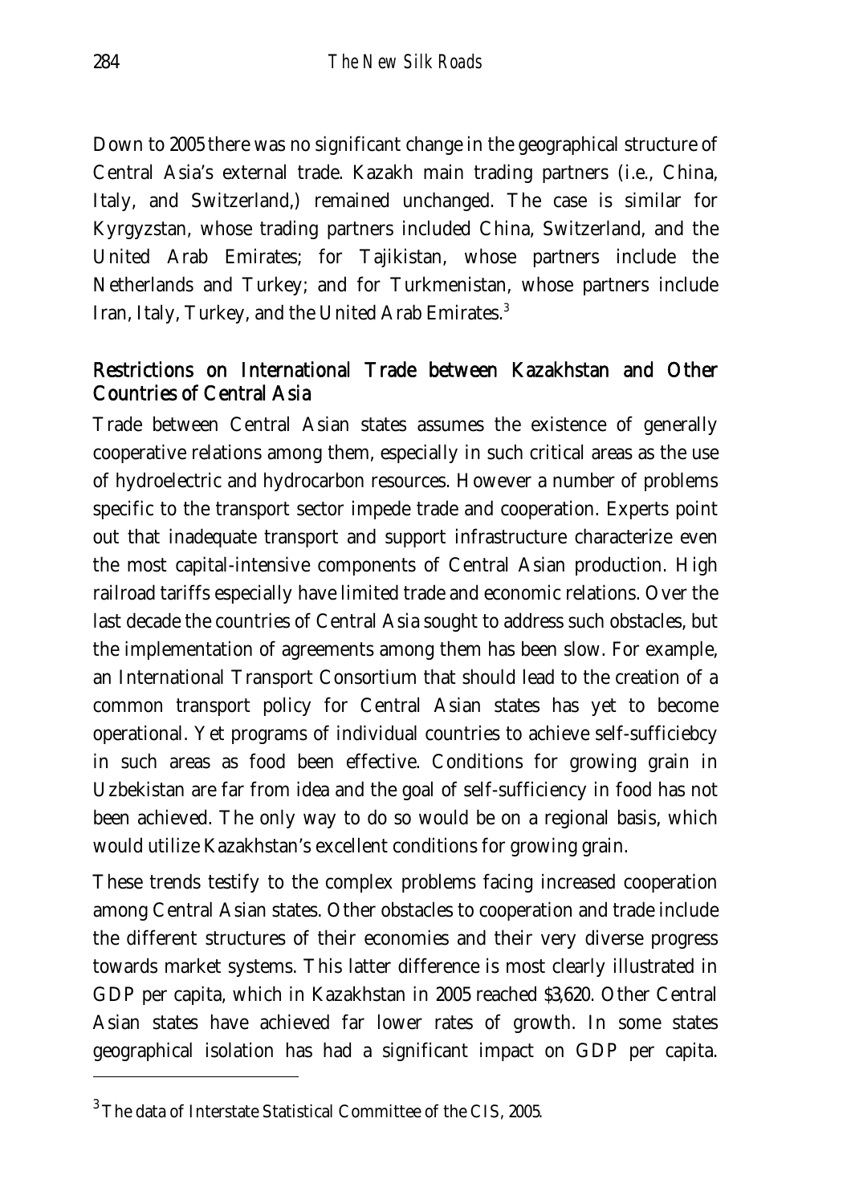Down to 2005 there was no significant change in the geographical structure of Central Asia's external trade. Kazakh main trading partners (i.e., China, Italy, and Switzerland,) remained unchanged. The case is similar for Kyrgyzstan, whose trading partners included China, Switzerland, and the United Arab Emirates; for Tajikistan, whose partners include the Netherlands and Turkey; and for Turkmenistan, whose partners include Iran, Italy, Turkey, and the United Arab Emirates.[3]

## Restrictions on International Trade between Kazakhstan and Other Countries of Central Asia

Trade between Central Asian states assumes the existence of generally cooperative relations among them, especially in such critical areas as the use of hydroelectric and hydrocarbon resources. However a number of problems specific to the transport sector impede trade and cooperation. Experts point out that inadequate transport and support infrastructure characterize even the most capital-intensive components of Central Asian production. High railroad tariffs especially have limited trade and economic relations. Over the last decade the countries of Central Asia sought to address such obstacles, but the implementation of agreements among them has been slow. For example, an International Transport Consortium that should lead to the creation of a common transport policy for Central Asian states has yet to become operational. Yet programs of individual countries to achieve self-sufficiebcy in such areas as food been effective. Conditions for growing grain in Uzbekistan are far from idea and the goal of self-sufficiency in food has not been achieved. The only way to do so would be on a regional basis, which would utilize Kazakhstan's excellent conditions for growing grain.

These trends testify to the complex problems facing increased cooperation among Central Asian states. Other obstacles to cooperation and trade include the different structures of their economies and their very diverse progress towards market systems. This latter difference is most clearly illustrated in GDP per capita, which in Kazakhstan in 2005 reached $3,620. Other Central Asian states have achieved far lower rates of growth. In some states geographical isolation has had a significant impact on GDP per capita.

[3] The data of Interstate Statistical Committee of the CIS, 2005.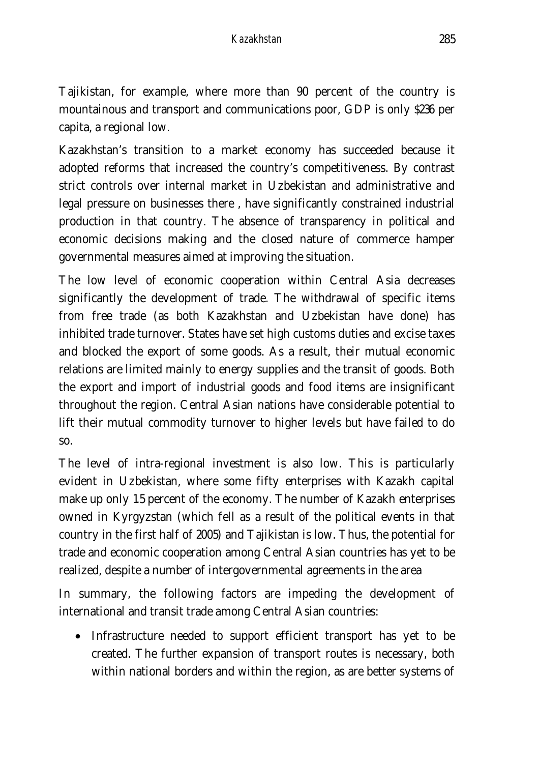Tajikistan, for example, where more than 90 percent of the country is mountainous and transport and communications poor, GDP is only $236 per capita, a regional low.

Kazakhstan's transition to a market economy has succeeded because it adopted reforms that increased the country's competitiveness. By contrast strict controls over internal market in Uzbekistan and administrative and legal pressure on businesses there , have significantly constrained industrial production in that country. The absence of transparency in political and economic decisions making and the closed nature of commerce hamper governmental measures aimed at improving the situation.

The low level of economic cooperation within Central Asia decreases significantly the development of trade. The withdrawal of specific items from free trade (as both Kazakhstan and Uzbekistan have done) has inhibited trade turnover. States have set high customs duties and excise taxes and blocked the export of some goods. As a result, their mutual economic relations are limited mainly to energy supplies and the transit of goods. Both the export and import of industrial goods and food items are insignificant throughout the region. Central Asian nations have considerable potential to lift their mutual commodity turnover to higher levels but have failed to do so.

The level of intra-regional investment is also low. This is particularly evident in Uzbekistan, where some fifty enterprises with Kazakh capital make up only 1.5 percent of the economy. The number of Kazakh enterprises owned in Kyrgyzstan (which fell as a result of the political events in that country in the first half of 2005) and Tajikistan is low. Thus, the potential for trade and economic cooperation among Central Asian countries has yet to be realized, despite a number of intergovernmental agreements in the area

In summary, the following factors are impeding the development of international and transit trade among Central Asian countries:

- Infrastructure needed to support efficient transport has yet to be created. The further expansion of transport routes is necessary, both within national borders and within the region, as are better systems of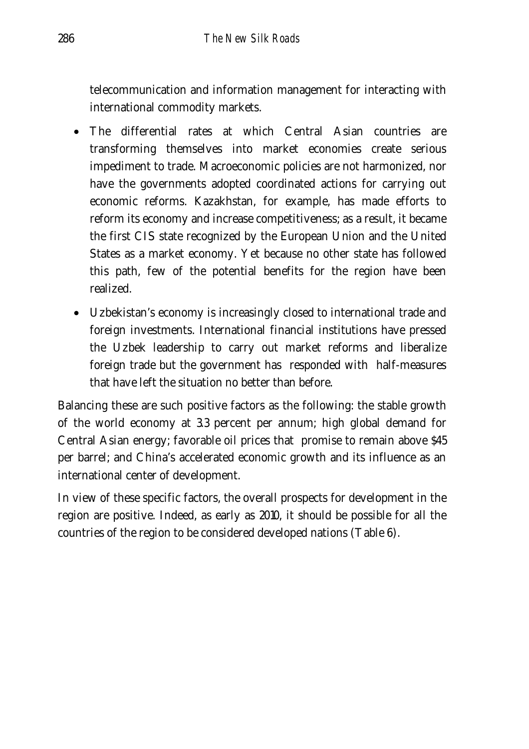telecommunication and information management for interacting with international commodity markets.

- The differential rates at which Central Asian countries are transforming themselves into market economies create serious impediment to trade. Macroeconomic policies are not harmonized, nor have the governments adopted coordinated actions for carrying out economic reforms. Kazakhstan, for example, has made efforts to reform its economy and increase competitiveness; as a result, it became the first CIS state recognized by the European Union and the United States as a market economy. Yet because no other state has followed this path, few of the potential benefits for the region have been realized.
- Uzbekistan's economy is increasingly closed to international trade and foreign investments. International financial institutions have pressed the Uzbek leadership to carry out market reforms and liberalize foreign trade but the government has responded with half-measures that have left the situation no better than before.

Balancing these are such positive factors as the following: the stable growth of the world economy at 3.3 percent per annum; high global demand for Central Asian energy; favorable oil prices that promise to remain above $45 per barrel; and China's accelerated economic growth and its influence as an international center of development.

In view of these specific factors, the overall prospects for development in the region are positive. Indeed, as early as 2010, it should be possible for all the countries of the region to be considered developed nations (Table 6).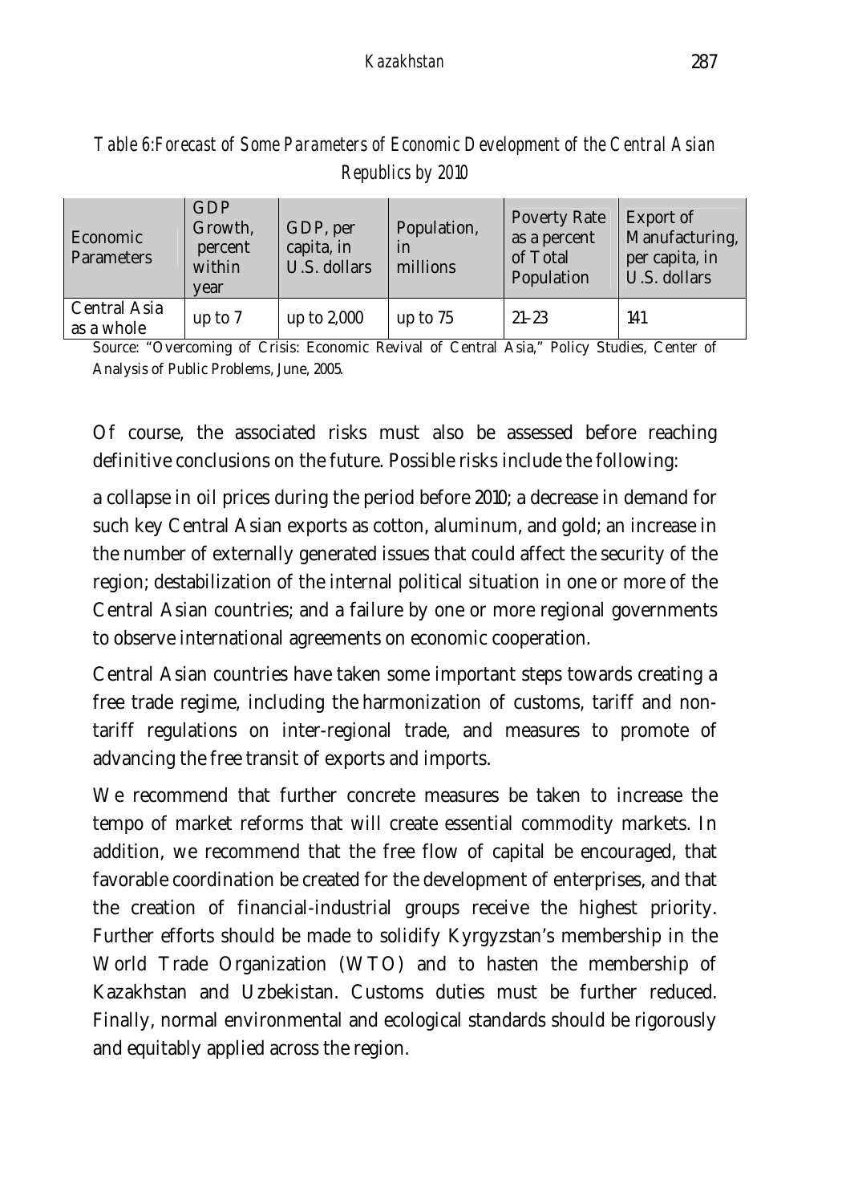*Table 6: Forecast of Some Parameters of Economic Development of the Central Asian Republics by 2010*

| Economic Parameters | GDP Growth, percent within year | GDP, per capita, in U.S. dollars | Population, in millions | Poverty Rate as a percent of Total Population | Export of Manufacturing, per capita, in U.S. dollars |
|---|---|---|---|---|---|
| Central Asia as a whole | up to 7 | up to 2,000 | up to 75 | 21-23 | 141 |

Source: "Overcoming of Crisis: Economic Revival of Central Asia," Policy Studies, Center of Analysis of Public Problems, June, 2005.

Of course, the associated risks must also be assessed before reaching definitive conclusions on the future. Possible risks include the following:

a collapse in oil prices during the period before 2010; a decrease in demand for such key Central Asian exports as cotton, aluminum, and gold; an increase in the number of externally generated issues that could affect the security of the region; destabilization of the internal political situation in one or more of the Central Asian countries; and a failure by one or more regional governments to observe international agreements on economic cooperation.

Central Asian countries have taken some important steps towards creating a free trade regime, including the harmonization of customs, tariff and non-tariff regulations on inter-regional trade, and measures to promote of advancing the free transit of exports and imports.

We recommend that further concrete measures be taken to increase the tempo of market reforms that will create essential commodity markets. In addition, we recommend that the free flow of capital be encouraged, that favorable coordination be created for the development of enterprises, and that the creation of financial-industrial groups receive the highest priority. Further efforts should be made to solidify Kyrgyzstan's membership in the World Trade Organization (WTO) and to hasten the membership of Kazakhstan and Uzbekistan. Customs duties must be further reduced. Finally, normal environmental and ecological standards should be rigorously and equitably applied across the region.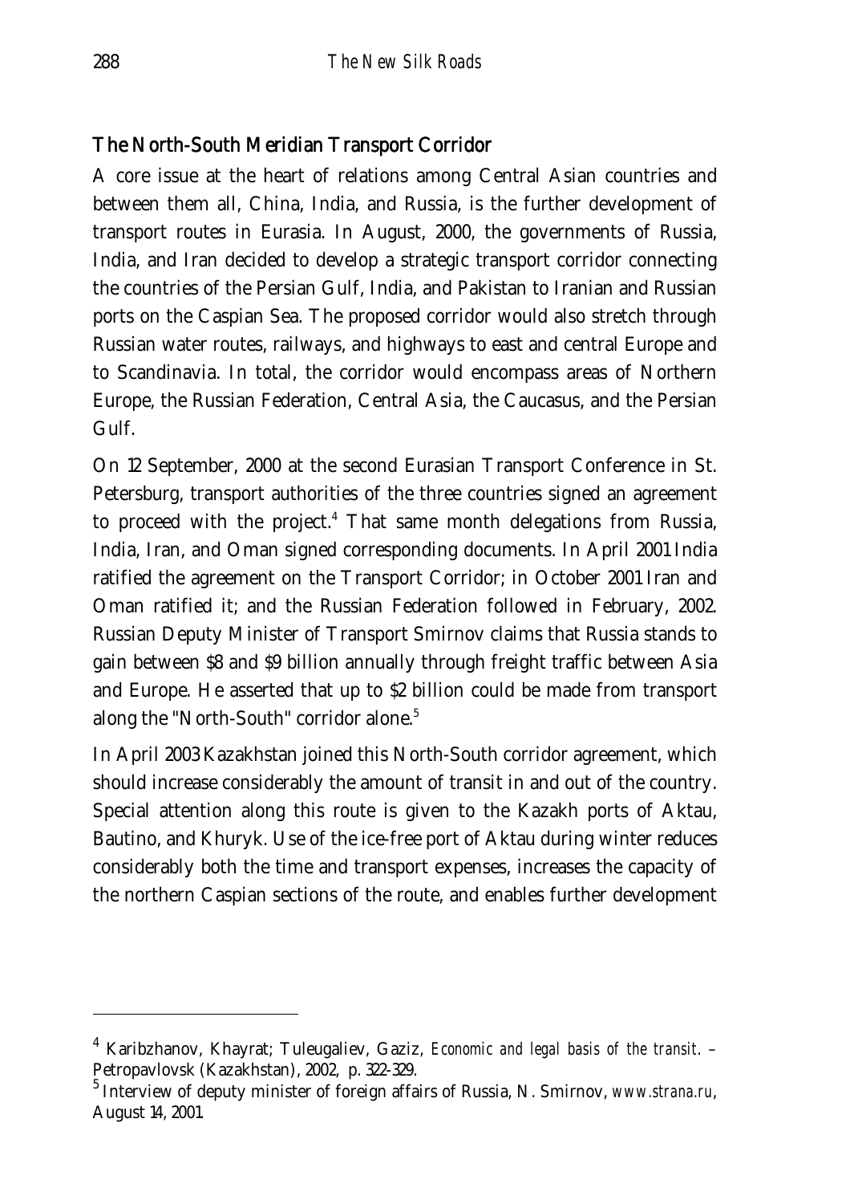## The North-South Meridian Transport Corridor

A core issue at the heart of relations among Central Asian countries and between them all, China, India, and Russia, is the further development of transport routes in Eurasia. In August, 2000, the governments of Russia, India, and Iran decided to develop a strategic transport corridor connecting the countries of the Persian Gulf, India, and Pakistan to Iranian and Russian ports on the Caspian Sea. The proposed corridor would also stretch through Russian water routes, railways, and highways to east and central Europe and to Scandinavia. In total, the corridor would encompass areas of Northern Europe, the Russian Federation, Central Asia, the Caucasus, and the Persian Gulf.

On 12 September, 2000 at the second Eurasian Transport Conference in St. Petersburg, transport authorities of the three countries signed an agreement to proceed with the project.[4] That same month delegations from Russia, India, Iran, and Oman signed corresponding documents. In April 2001 India ratified the agreement on the Transport Corridor; in October 2001 Iran and Oman ratified it; and the Russian Federation followed in February, 2002. Russian Deputy Minister of Transport Smirnov claims that Russia stands to gain between $8 and $9 billion annually through freight traffic between Asia and Europe. He asserted that up to $2 billion could be made from transport along the "North-South" corridor alone.[5]

In April 2003 Kazakhstan joined this North-South corridor agreement, which should increase considerably the amount of transit in and out of the country. Special attention along this route is given to the Kazakh ports of Aktau, Bautino, and Khuryk. Use of the ice-free port of Aktau during winter reduces considerably both the time and transport expenses, increases the capacity of the northern Caspian sections of the route, and enables further development

---

[4] Karibzhanov, Khayrat; Tuleugaliev, Gaziz, *Economic and legal basis of the transit*. – Petropavlovsk (Kazakhstan), 2002, p. 322-329.

[5] Interview of deputy minister of foreign affairs of Russia, N. Smirnov, *www.strana.ru*, August 14, 2001.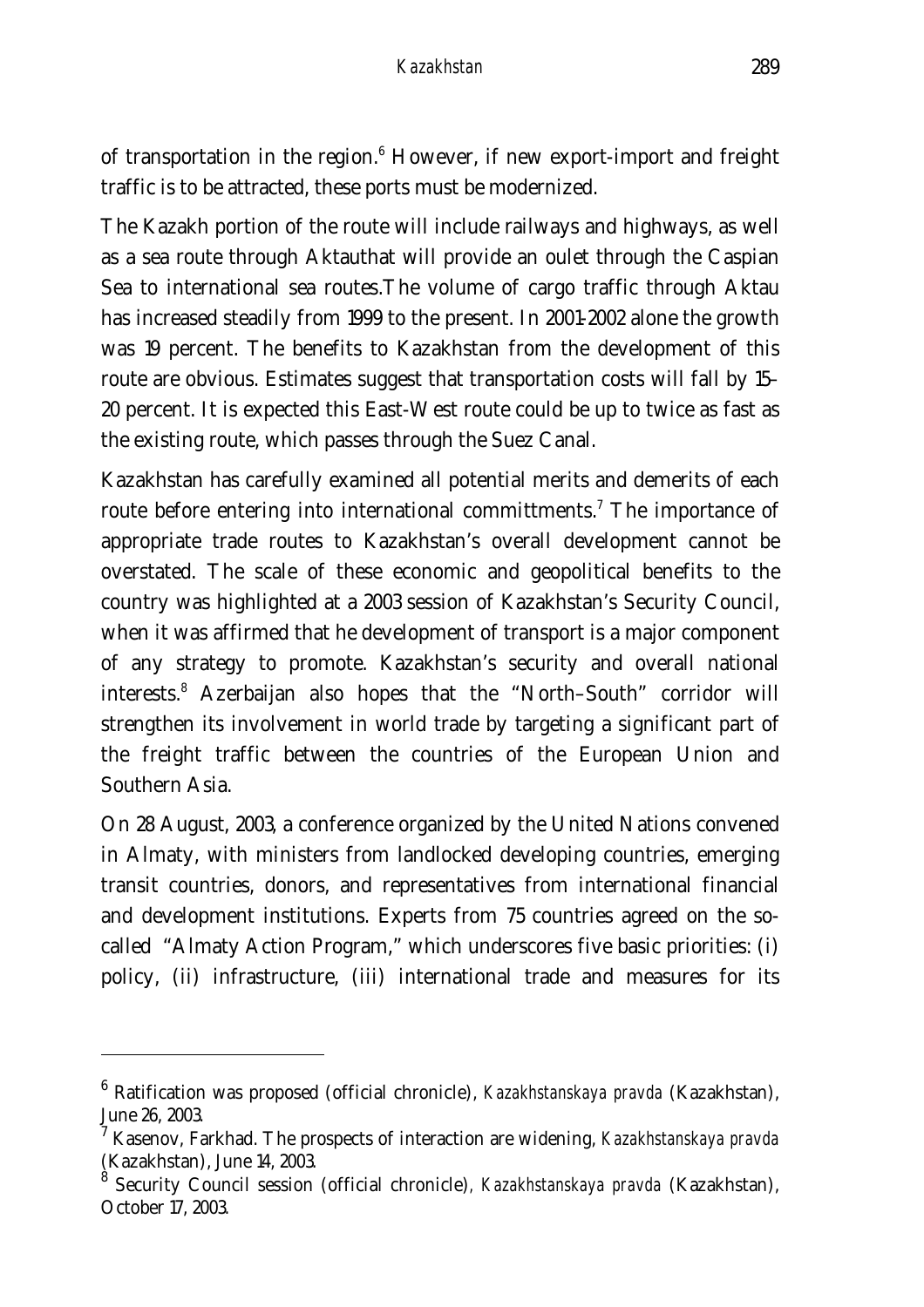of transportation in the region.[6] However, if new export-import and freight traffic is to be attracted, these ports must be modernized.

The Kazakh portion of the route will include railways and highways, as well as a sea route through Aktauthat will provide an oulet through the Caspian Sea to international sea routes.The volume of cargo traffic through Aktau has increased steadily from 1999 to the present. In 2001-2002 alone the growth was 19 percent. The benefits to Kazakhstan from the development of this route are obvious. Estimates suggest that transportation costs will fall by 15–20 percent. It is expected this East-West route could be up to twice as fast as the existing route, which passes through the Suez Canal.

Kazakhstan has carefully examined all potential merits and demerits of each route before entering into international committments.[7] The importance of appropriate trade routes to Kazakhstan's overall development cannot be overstated. The scale of these economic and geopolitical benefits to the country was highlighted at a 2003 session of Kazakhstan's Security Council, when it was affirmed that he development of transport is a major component of any strategy to promote. Kazakhstan's security and overall national interests.[8] Azerbaijan also hopes that the "North–South" corridor will strengthen its involvement in world trade by targeting a significant part of the freight traffic between the countries of the European Union and Southern Asia.

On 28 August, 2003, a conference organized by the United Nations convened in Almaty, with ministers from landlocked developing countries, emerging transit countries, donors, and representatives from international financial and development institutions. Experts from 75 countries agreed on the so-called "Almaty Action Program," which underscores five basic priorities: (i) policy, (ii) infrastructure, (iii) international trade and measures for its

---

[6] Ratification was proposed (official chronicle), *Kazakhstanskaya pravda* (Kazakhstan), June 26, 2003.

[7] Kasenov, Farkhad. The prospects of interaction are widening, *Kazakhstanskaya pravda* (Kazakhstan), June 14, 2003.

[8] Security Council session (official chronicle), *Kazakhstanskaya pravda* (Kazakhstan), October 17, 2003.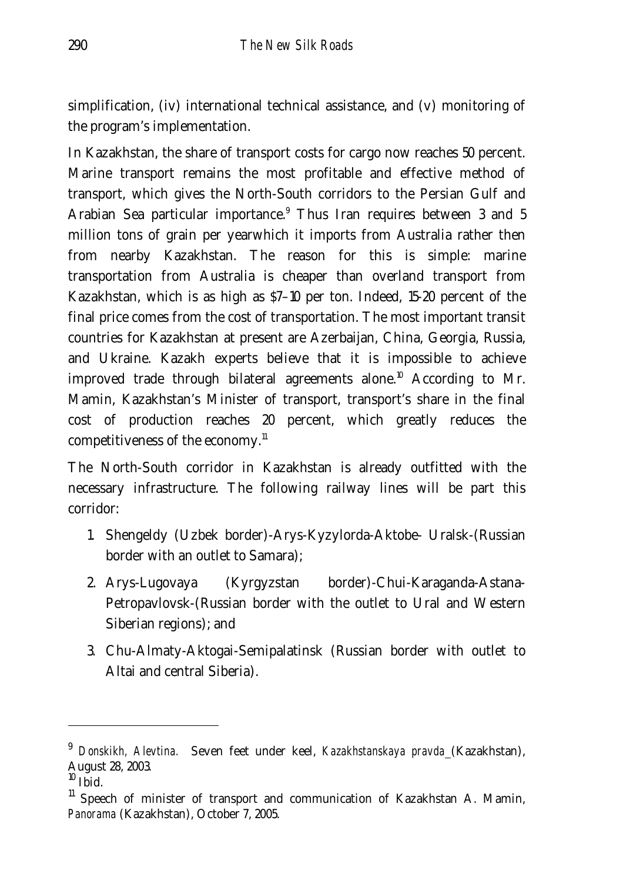simplification, (iv) international technical assistance, and (v) monitoring of the program's implementation.

In Kazakhstan, the share of transport costs for cargo now reaches 50 percent. Marine transport remains the most profitable and effective method of transport, which gives the North-South corridors to the Persian Gulf and Arabian Sea particular importance.[9] Thus Iran requires between 3 and 5 million tons of grain per yearwhich it imports from Australia rather then from nearby Kazakhstan. The reason for this is simple: marine transportation from Australia is cheaper than overland transport from Kazakhstan, which is as high as $7–10 per ton. Indeed, 15-20 percent of the final price comes from the cost of transportation. The most important transit countries for Kazakhstan at present are Azerbaijan, China, Georgia, Russia, and Ukraine. Kazakh experts believe that it is impossible to achieve improved trade through bilateral agreements alone.[10] According to Mr. Mamin, Kazakhstan's Minister of transport, transport's share in the final cost of production reaches 20 percent, which greatly reduces the competitiveness of the economy.[11]

The North-South corridor in Kazakhstan is already outfitted with the necessary infrastructure. The following railway lines will be part this corridor:

1. Shengeldy (Uzbek border)-Arys-Kyzylorda-Aktobe- Uralsk-(Russian border with an outlet to Samara);
2. Arys-Lugovaya (Kyrgyzstan border)-Chui-Karaganda-Astana-Petropavlovsk-(Russian border with the outlet to Ural and Western Siberian regions); and
3. Chu-Almaty-Aktogai-Semipalatinsk (Russian border with outlet to Altai and central Siberia).

---

[9] *Donskikh, Alevtina.* Seven feet under keel, *Kazakhstanskaya pravda* (Kazakhstan), August 28, 2003.

[10] Ibid.

[11] Speech of minister of transport and communication of Kazakhstan A. Mamin, *Panorama* (Kazakhstan), October 7, 2005.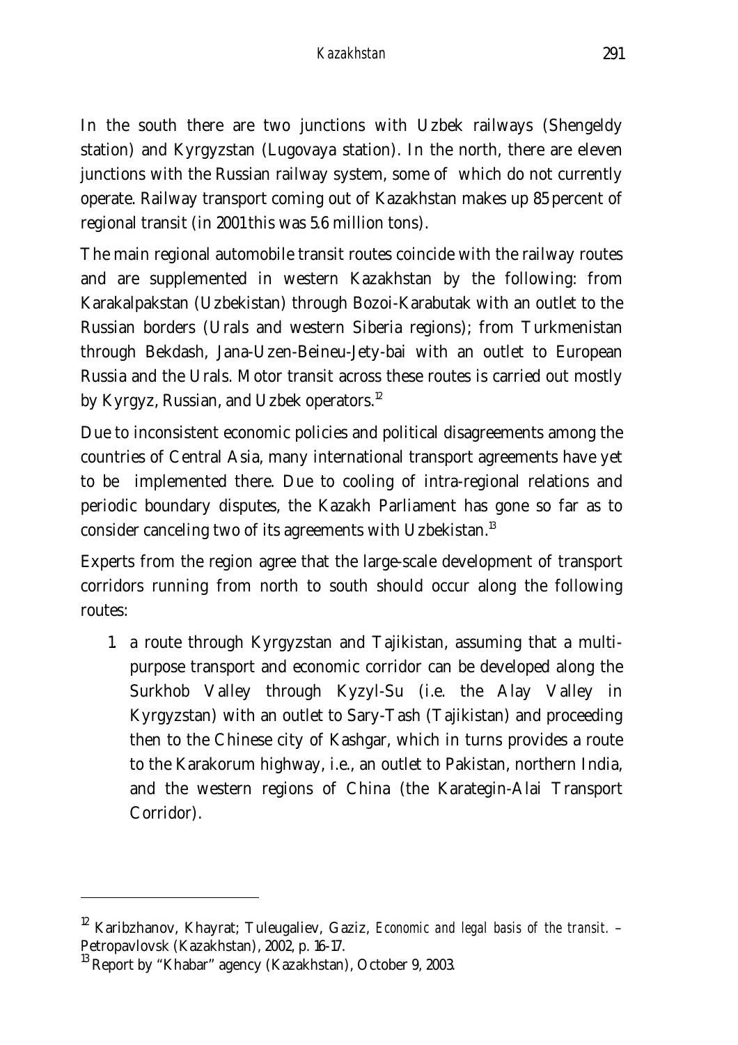In the south there are two junctions with Uzbek railways (Shengeldy station) and Kyrgyzstan (Lugovaya station). In the north, there are eleven junctions with the Russian railway system, some of which do not currently operate. Railway transport coming out of Kazakhstan makes up 85 percent of regional transit (in 2001 this was 5.6 million tons).

The main regional automobile transit routes coincide with the railway routes and are supplemented in western Kazakhstan by the following: from Karakalpakstan (Uzbekistan) through Bozoi-Karabutak with an outlet to the Russian borders (Urals and western Siberia regions); from Turkmenistan through Bekdash, Jana-Uzen-Beineu-Jety-bai with an outlet to European Russia and the Urals. Motor transit across these routes is carried out mostly by Kyrgyz, Russian, and Uzbek operators.[12]

Due to inconsistent economic policies and political disagreements among the countries of Central Asia, many international transport agreements have yet to be implemented there. Due to cooling of intra-regional relations and periodic boundary disputes, the Kazakh Parliament has gone so far as to consider canceling two of its agreements with Uzbekistan.[13]

Experts from the region agree that the large-scale development of transport corridors running from north to south should occur along the following routes:

1. a route through Kyrgyzstan and Tajikistan, assuming that a multi-purpose transport and economic corridor can be developed along the Surkhob Valley through Kyzyl-Su (i.e. the Alay Valley in Kyrgyzstan) with an outlet to Sary-Tash (Tajikistan) and proceeding then to the Chinese city of Kashgar, which in turns provides a route to the Karakorum highway, i.e., an outlet to Pakistan, northern India, and the western regions of China (the Karategin-Alai Transport Corridor).

---

[12] Karibzhanov, Khayrat; Tuleugaliev, Gaziz, *Economic and legal basis of the transit.* – Petropavlovsk (Kazakhstan), 2002, p. 16-17.

[13] Report by "Khabar" agency (Kazakhstan), October 9, 2003.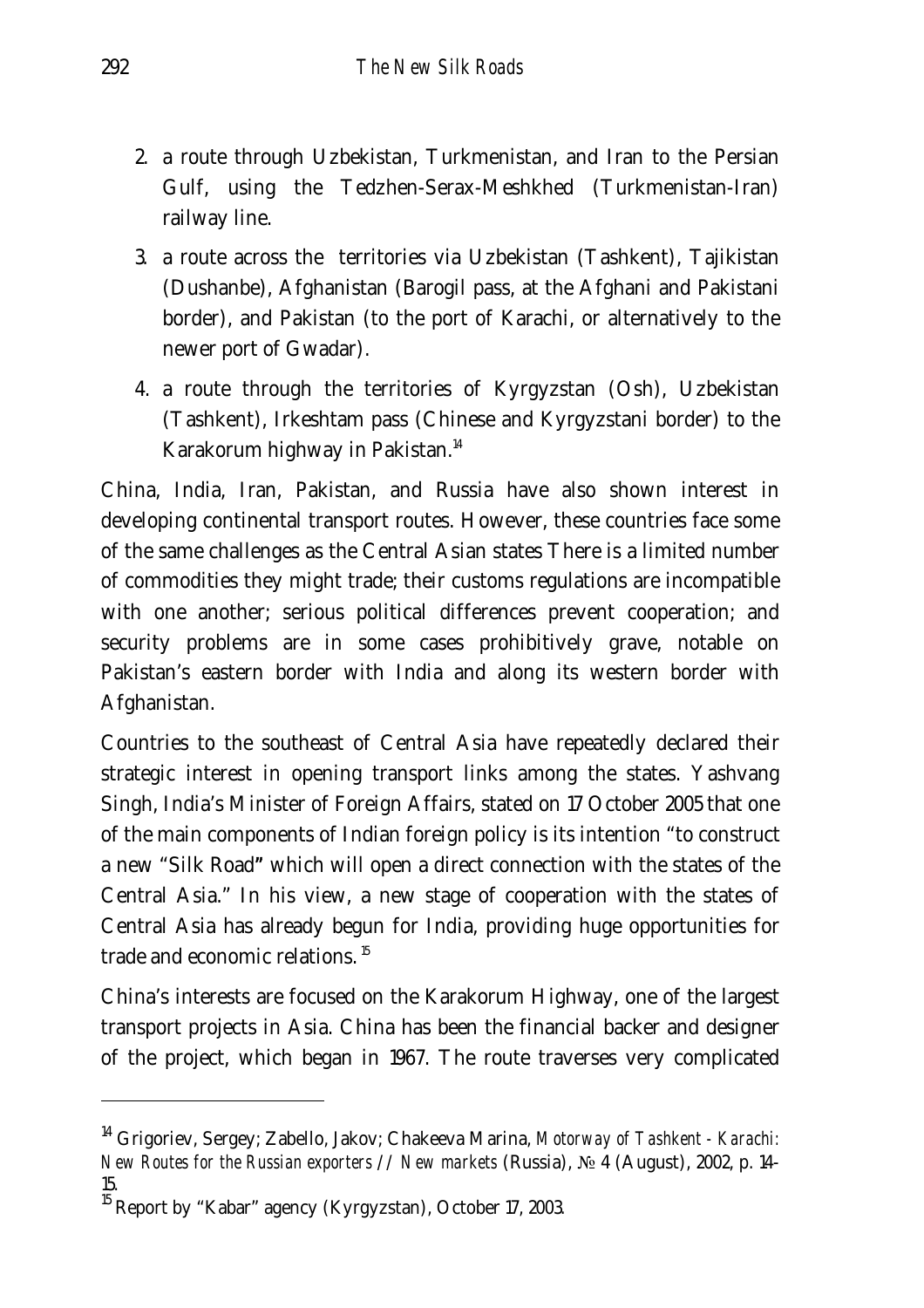2. a route through Uzbekistan, Turkmenistan, and Iran to the Persian Gulf, using the Tedzhen-Serax-Meshkhed (Turkmenistan-Iran) railway line.

3. a route across the territories via Uzbekistan (Tashkent), Tajikistan (Dushanbe), Afghanistan (Barogil pass, at the Afghani and Pakistani border), and Pakistan (to the port of Karachi, or alternatively to the newer port of Gwadar).

4. a route through the territories of Kyrgyzstan (Osh), Uzbekistan (Tashkent), Irkeshtam pass (Chinese and Kyrgyzstani border) to the Karakorum highway in Pakistan.[14]

China, India, Iran, Pakistan, and Russia have also shown interest in developing continental transport routes. However, these countries face some of the same challenges as the Central Asian states There is a limited number of commodities they might trade; their customs regulations are incompatible with one another; serious political differences prevent cooperation; and security problems are in some cases prohibitively grave, notable on Pakistan's eastern border with India and along its western border with Afghanistan.

Countries to the southeast of Central Asia have repeatedly declared their strategic interest in opening transport links among the states. Yashvang Singh, India's Minister of Foreign Affairs, stated on 17 October 2005 that one of the main components of Indian foreign policy is its intention "to construct a new "Silk Road" which will open a direct connection with the states of the Central Asia." In his view, a new stage of cooperation with the states of Central Asia has already begun for India, providing huge opportunities for trade and economic relations.[15]

China's interests are focused on the Karakorum Highway, one of the largest transport projects in Asia. China has been the financial backer and designer of the project, which began in 1967. The route traverses very complicated

---

[14] Grigoriev, Sergey; Zabello, Jakov; Chakeeva Marina, *Motorway of Tashkent - Karachi: New Routes for the Russian exporters // New markets* (Russia), № 4 (August), 2002, p. 14-15.

[15] Report by "Kabar" agency (Kyrgyzstan), October 17, 2003.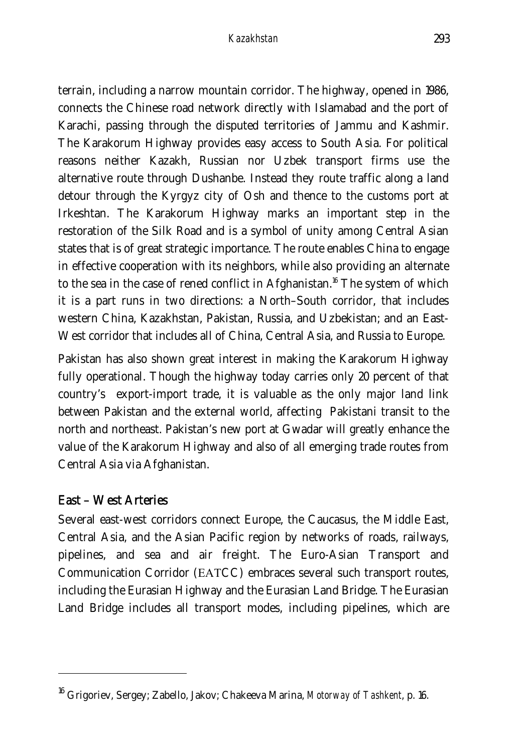terrain, including a narrow mountain corridor. The highway, opened in 1986, connects the Chinese road network directly with Islamabad and the port of Karachi, passing through the disputed territories of Jammu and Kashmir. The Karakorum Highway provides easy access to South Asia. For political reasons neither Kazakh, Russian nor Uzbek transport firms use the alternative route through Dushanbe. Instead they route traffic along a land detour through the Kyrgyz city of Osh and thence to the customs port at Irkeshtan. The Karakorum Highway marks an important step in the restoration of the Silk Road and is a symbol of unity among Central Asian states that is of great strategic importance. The route enables China to engage in effective cooperation with its neighbors, while also providing an alternate to the sea in the case of rened conflict in Afghanistan.[16] The system of which it is a part runs in two directions: a North–South corridor, that includes western China, Kazakhstan, Pakistan, Russia, and Uzbekistan; and an East-West corridor that includes all of China, Central Asia, and Russia to Europe.

Pakistan has also shown great interest in making the Karakorum Highway fully operational. Though the highway today carries only 20 percent of that country's export-import trade, it is valuable as the only major land link between Pakistan and the external world, affecting Pakistani transit to the north and northeast. Pakistan's new port at Gwadar will greatly enhance the value of the Karakorum Highway and also of all emerging trade routes from Central Asia via Afghanistan.

## East – West Arteries

Several east-west corridors connect Europe, the Caucasus, the Middle East, Central Asia, and the Asian Pacific region by networks of roads, railways, pipelines, and sea and air freight. The Euro-Asian Transport and Communication Corridor (EATCC) embraces several such transport routes, including the Eurasian Highway and the Eurasian Land Bridge. The Eurasian Land Bridge includes all transport modes, including pipelines, which are

---

[16] Grigoriev, Sergey; Zabello, Jakov; Chakeeva Marina, *Motorway of Tashkent*, p. 16.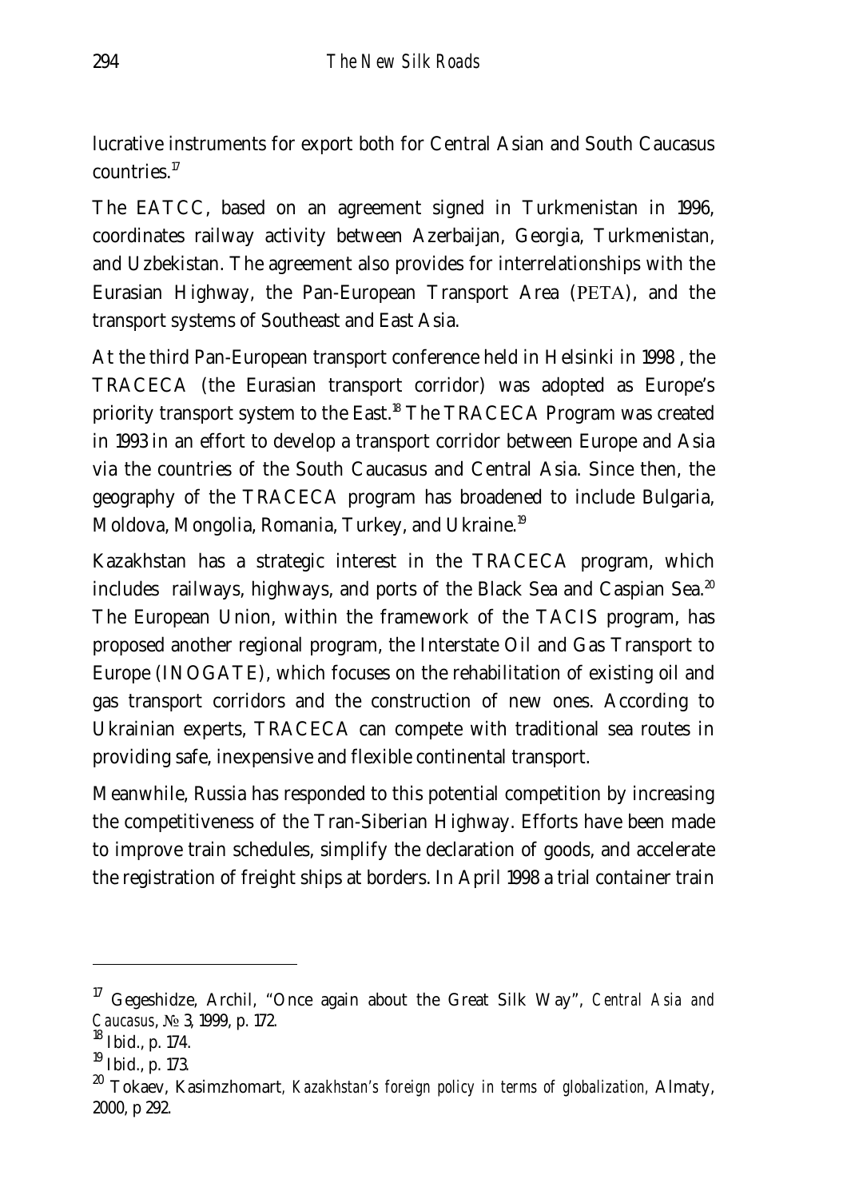lucrative instruments for export both for Central Asian and South Caucasus countries.[17]

The EATCC, based on an agreement signed in Turkmenistan in 1996, coordinates railway activity between Azerbaijan, Georgia, Turkmenistan, and Uzbekistan. The agreement also provides for interrelationships with the Eurasian Highway, the Pan-European Transport Area (PETA), and the transport systems of Southeast and East Asia.

At the third Pan-European transport conference held in Helsinki in 1998 , the TRACECA (the Eurasian transport corridor) was adopted as Europe's priority transport system to the East.[18] The TRACECA Program was created in 1993 in an effort to develop a transport corridor between Europe and Asia via the countries of the South Caucasus and Central Asia. Since then, the geography of the TRACECA program has broadened to include Bulgaria, Moldova, Mongolia, Romania, Turkey, and Ukraine.[19]

Kazakhstan has a strategic interest in the TRACECA program, which includes railways, highways, and ports of the Black Sea and Caspian Sea.[20] The European Union, within the framework of the TACIS program, has proposed another regional program, the Interstate Oil and Gas Transport to Europe (INOGATE), which focuses on the rehabilitation of existing oil and gas transport corridors and the construction of new ones. According to Ukrainian experts, TRACECA can compete with traditional sea routes in providing safe, inexpensive and flexible continental transport.

Meanwhile, Russia has responded to this potential competition by increasing the competitiveness of the Tran-Siberian Highway. Efforts have been made to improve train schedules, simplify the declaration of goods, and accelerate the registration of freight ships at borders. In April 1998 a trial container train

---

[17] Gegeshidze, Archil, "Once again about the Great Silk Way", *Central Asia and Caucasus*, № 3, 1999, p. 172.

[18] Ibid., p. 174.

[19] Ibid., p. 173.

[20] Tokaev, Kasimzhomart, *Kazakhstan's foreign policy in terms of globalization*, Almaty, 2000, p 292.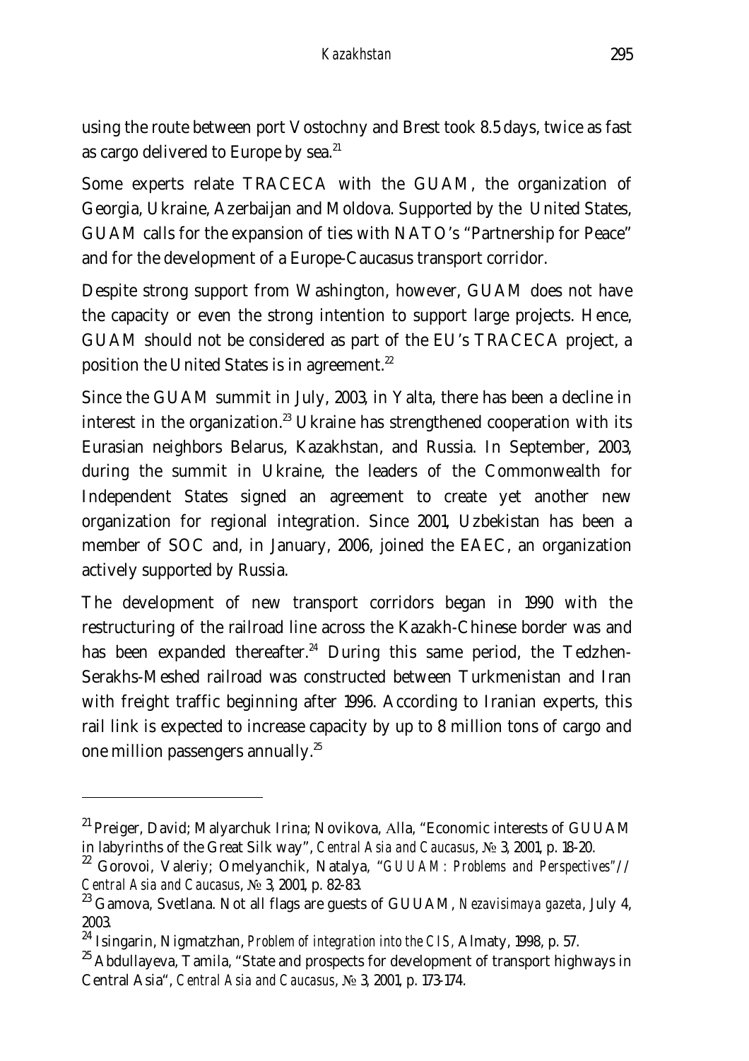using the route between port Vostochny and Brest took 8.5 days, twice as fast as cargo delivered to Europe by sea.[21]

Some experts relate TRACECA with the GUAM, the organization of Georgia, Ukraine, Azerbaijan and Moldova. Supported by the United States, GUAM calls for the expansion of ties with NATO's "Partnership for Peace" and for the development of a Europe-Caucasus transport corridor.

Despite strong support from Washington, however, GUAM does not have the capacity or even the strong intention to support large projects. Hence, GUAM should not be considered as part of the EU's TRACECA project, a position the United States is in agreement.[22]

Since the GUAM summit in July, 2003, in Yalta, there has been a decline in interest in the organization.[23] Ukraine has strengthened cooperation with its Eurasian neighbors Belarus, Kazakhstan, and Russia. In September, 2003, during the summit in Ukraine, the leaders of the Commonwealth for Independent States signed an agreement to create yet another new organization for regional integration. Since 2001, Uzbekistan has been a member of SOC and, in January, 2006, joined the EAEC, an organization actively supported by Russia.

The development of new transport corridors began in 1990 with the restructuring of the railroad line across the Kazakh-Chinese border was and has been expanded thereafter.[24] During this same period, the Tedzhen-Serakhs-Meshed railroad was constructed between Turkmenistan and Iran with freight traffic beginning after 1996. According to Iranian experts, this rail link is expected to increase capacity by up to 8 million tons of cargo and one million passengers annually.[25]

---

[21] Preiger, David; Malyarchuk Irina; Novikova, Alla, "Economic interests of GUUAM in labyrinths of the Great Silk way", *Central Asia and Caucasus*, № 3, 2001, p. 18-20.

[22] Gorovoi, Valeriy; Omelyanchik, Natalya, "*GUUAM: Problems and Perspectives*"// *Central Asia and Caucasus*, № 3, 2001, p. 82-83.

[23] Gamova, Svetlana. Not all flags are guests of GUUAM, *Nezavisimaya gazeta*, July 4, 2003.

[24] Isingarin, Nigmatzhan, *Problem of integration into the CIS*, Almaty, 1998, p. 57.

[25] Abdullayeva, Tamila, "State and prospects for development of transport highways in Central Asia", *Central Asia and Caucasus*, № 3, 2001, p. 173-174.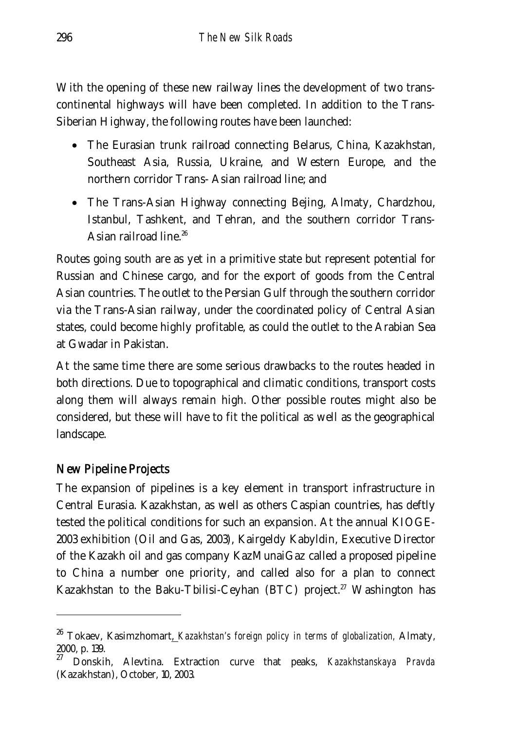With the opening of these new railway lines the development of two transcontinental highways will have been completed. In addition to the Trans-Siberian Highway, the following routes have been launched:

- The Eurasian trunk railroad connecting Belarus, China, Kazakhstan, Southeast Asia, Russia, Ukraine, and Western Europe, and the northern corridor Trans- Asian railroad line; and
- The Trans-Asian Highway connecting Bejing, Almaty, Chardzhou, Istanbul, Tashkent, and Tehran, and the southern corridor Trans-Asian railroad line.[26]

Routes going south are as yet in a primitive state but represent potential for Russian and Chinese cargo, and for the export of goods from the Central Asian countries. The outlet to the Persian Gulf through the southern corridor via the Trans-Asian railway, under the coordinated policy of Central Asian states, could become highly profitable, as could the outlet to the Arabian Sea at Gwadar in Pakistan.

At the same time there are some serious drawbacks to the routes headed in both directions. Due to topographical and climatic conditions, transport costs along them will always remain high. Other possible routes might also be considered, but these will have to fit the political as well as the geographical landscape.

## New Pipeline Projects

The expansion of pipelines is a key element in transport infrastructure in Central Eurasia. Kazakhstan, as well as others Caspian countries, has deftly tested the political conditions for such an expansion. At the annual KIOGE-2003 exhibition (Oil and Gas, 2003), Kairgeldy Kabyldin, Executive Director of the Kazakh oil and gas company KazMunaiGaz called a proposed pipeline to China a number one priority, and called also for a plan to connect Kazakhstan to the Baku-Tbilisi-Ceyhan (BTC) project.[27] Washington has

---

[26] Tokaev, Kasimzhomart, *Kazakhstan's foreign policy in terms of globalization,* Almaty, 2000, p. 139.

[27] Donskih, Alevtina. Extraction curve that peaks, *Kazakhstanskaya Pravda* (Kazakhstan), October, 10, 2003.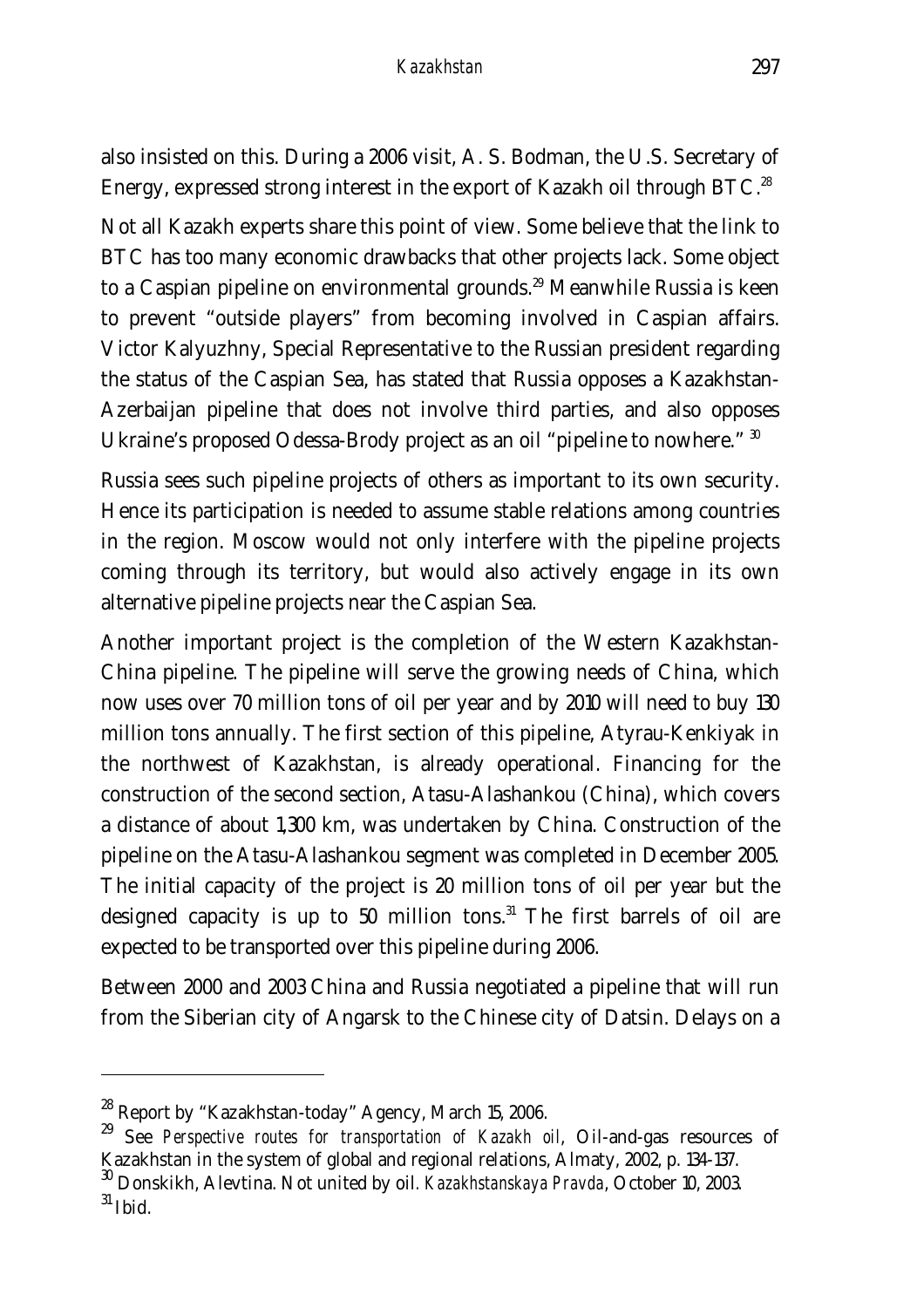also insisted on this. During a 2006 visit, A. S. Bodman, the U.S. Secretary of Energy, expressed strong interest in the export of Kazakh oil through BTC.[28]

Not all Kazakh experts share this point of view. Some believe that the link to BTC has too many economic drawbacks that other projects lack. Some object to a Caspian pipeline on environmental grounds.[29] Meanwhile Russia is keen to prevent "outside players" from becoming involved in Caspian affairs. Victor Kalyuzhny, Special Representative to the Russian president regarding the status of the Caspian Sea, has stated that Russia opposes a Kazakhstan-Azerbaijan pipeline that does not involve third parties, and also opposes Ukraine's proposed Odessa-Brody project as an oil "pipeline to nowhere." [30]

Russia sees such pipeline projects of others as important to its own security. Hence its participation is needed to assume stable relations among countries in the region. Moscow would not only interfere with the pipeline projects coming through its territory, but would also actively engage in its own alternative pipeline projects near the Caspian Sea.

Another important project is the completion of the Western Kazakhstan-China pipeline. The pipeline will serve the growing needs of China, which now uses over 70 million tons of oil per year and by 2010 will need to buy 130 million tons annually. The first section of this pipeline, Atyrau-Kenkiyak in the northwest of Kazakhstan, is already operational. Financing for the construction of the second section, Atasu-Alashankou (China), which covers a distance of about 1,300 km, was undertaken by China. Construction of the pipeline on the Atasu-Alashankou segment was completed in December 2005. The initial capacity of the project is 20 million tons of oil per year but the designed capacity is up to 50 million tons.[31] The first barrels of oil are expected to be transported over this pipeline during 2006.

Between 2000 and 2003 China and Russia negotiated a pipeline that will run from the Siberian city of Angarsk to the Chinese city of Datsin. Delays on a

---

[28] Report by "Kazakhstan-today" Agency, March 15, 2006.

[29] See *Perspective routes for transportation of Kazakh oil*, Oil-and-gas resources of Kazakhstan in the system of global and regional relations, Almaty, 2002, p. 134-137.

[30] Donskikh, Alevtina. Not united by oil. *Kazakhstanskaya Pravda*, October 10, 2003.

[31] Ibid.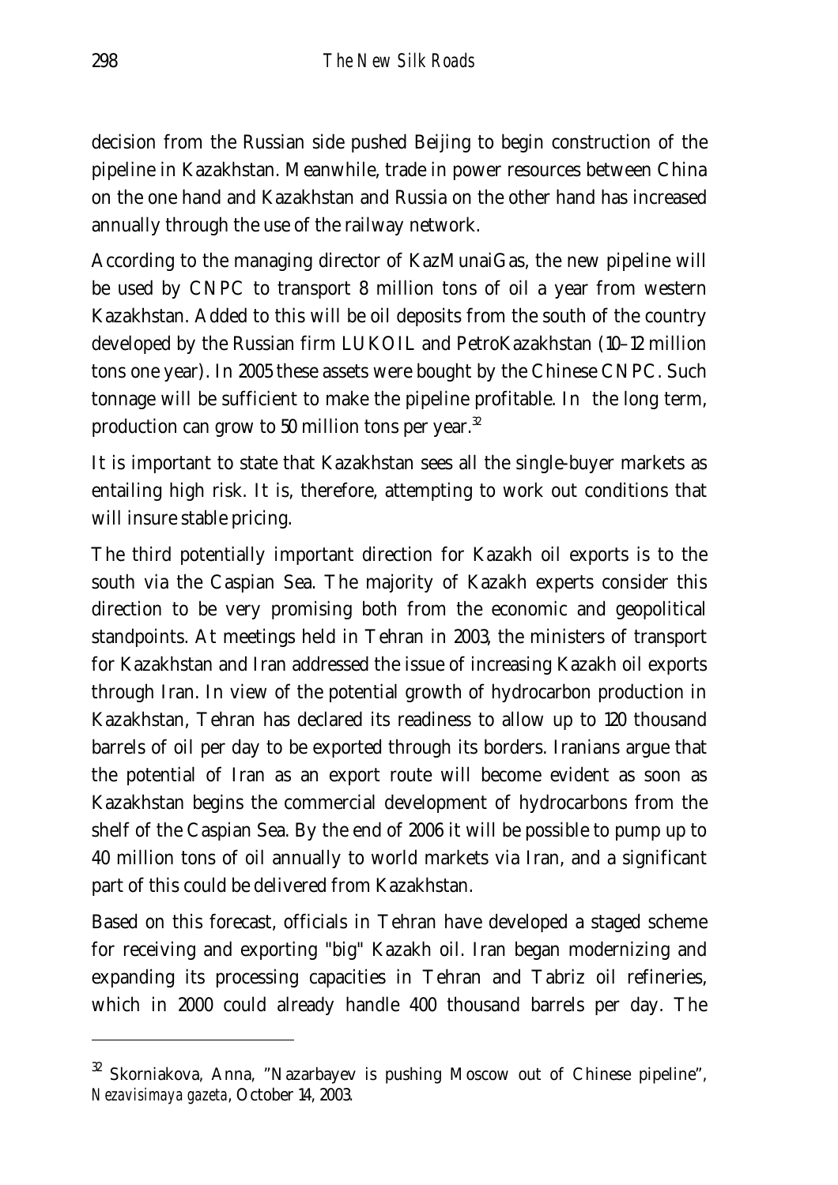decision from the Russian side pushed Beijing to begin construction of the pipeline in Kazakhstan. Meanwhile, trade in power resources between China on the one hand and Kazakhstan and Russia on the other hand has increased annually through the use of the railway network.

According to the managing director of KazMunaiGas, the new pipeline will be used by CNPC to transport 8 million tons of oil a year from western Kazakhstan. Added to this will be oil deposits from the south of the country developed by the Russian firm LUKOIL and PetroKazakhstan (10–12 million tons one year). In 2005 these assets were bought by the Chinese CNPC. Such tonnage will be sufficient to make the pipeline profitable. In the long term, production can grow to 50 million tons per year.[32]

It is important to state that Kazakhstan sees all the single-buyer markets as entailing high risk. It is, therefore, attempting to work out conditions that will insure stable pricing.

The third potentially important direction for Kazakh oil exports is to the south via the Caspian Sea. The majority of Kazakh experts consider this direction to be very promising both from the economic and geopolitical standpoints. At meetings held in Tehran in 2003, the ministers of transport for Kazakhstan and Iran addressed the issue of increasing Kazakh oil exports through Iran. In view of the potential growth of hydrocarbon production in Kazakhstan, Tehran has declared its readiness to allow up to 120 thousand barrels of oil per day to be exported through its borders. Iranians argue that the potential of Iran as an export route will become evident as soon as Kazakhstan begins the commercial development of hydrocarbons from the shelf of the Caspian Sea. By the end of 2006 it will be possible to pump up to 40 million tons of oil annually to world markets via Iran, and a significant part of this could be delivered from Kazakhstan.

Based on this forecast, officials in Tehran have developed a staged scheme for receiving and exporting "big" Kazakh oil. Iran began modernizing and expanding its processing capacities in Tehran and Tabriz oil refineries, which in 2000 could already handle 400 thousand barrels per day. The

---

[32] Skorniakova, Anna, "Nazarbayev is pushing Moscow out of Chinese pipeline", *Nezavisimaya gazeta*, October 14, 2003.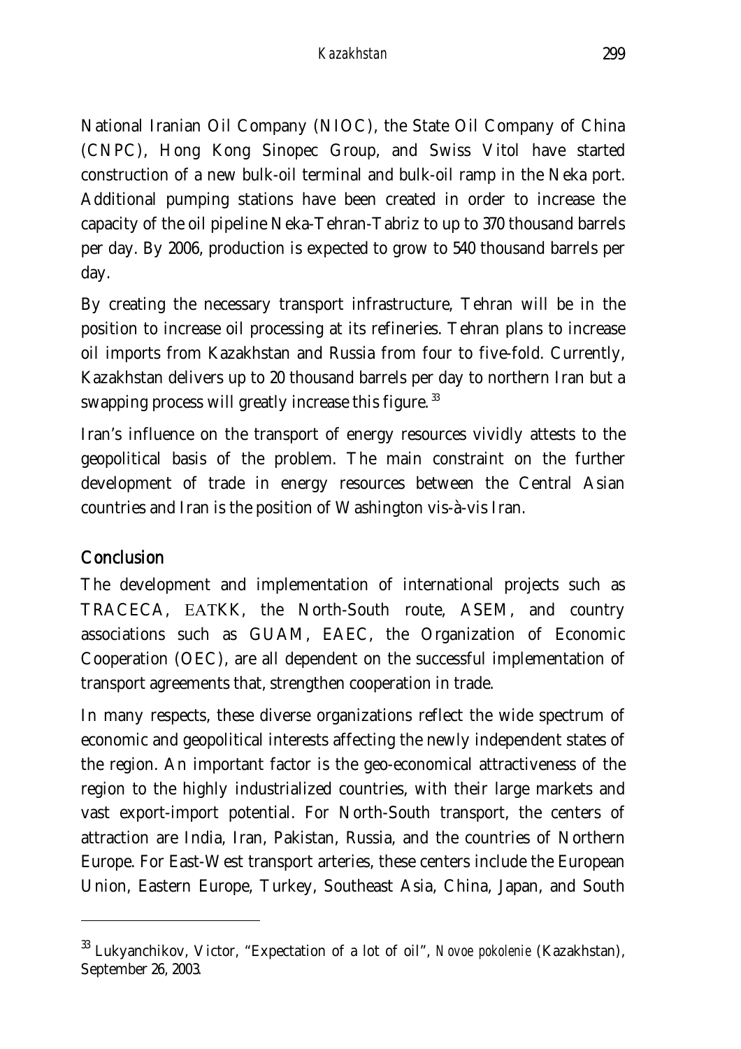National Iranian Oil Company (NIOC), the State Oil Company of China (CNPC), Hong Kong Sinopec Group, and Swiss Vitol have started construction of a new bulk-oil terminal and bulk-oil ramp in the Neka port. Additional pumping stations have been created in order to increase the capacity of the oil pipeline Neka-Tehran-Tabriz to up to 370 thousand barrels per day. By 2006, production is expected to grow to 540 thousand barrels per day.

By creating the necessary transport infrastructure, Tehran will be in the position to increase oil processing at its refineries. Tehran plans to increase oil imports from Kazakhstan and Russia from four to five-fold. Currently, Kazakhstan delivers up to 20 thousand barrels per day to northern Iran but a swapping process will greatly increase this figure. [33]

Iran's influence on the transport of energy resources vividly attests to the geopolitical basis of the problem. The main constraint on the further development of trade in energy resources between the Central Asian countries and Iran is the position of Washington vis-à-vis Iran.

## Conclusion

The development and implementation of international projects such as TRACECA, EATKK, the North-South route, ASEM, and country associations such as GUAM, EAEC, the Organization of Economic Cooperation (OEC), are all dependent on the successful implementation of transport agreements that, strengthen cooperation in trade.

In many respects, these diverse organizations reflect the wide spectrum of economic and geopolitical interests affecting the newly independent states of the region. An important factor is the geo-economical attractiveness of the region to the highly industrialized countries, with their large markets and vast export-import potential. For North-South transport, the centers of attraction are India, Iran, Pakistan, Russia, and the countries of Northern Europe. For East-West transport arteries, these centers include the European Union, Eastern Europe, Turkey, Southeast Asia, China, Japan, and South

---

[33] Lukyanchikov, Victor, "Expectation of a lot of oil", *Novoe pokolenie* (Kazakhstan), September 26, 2003.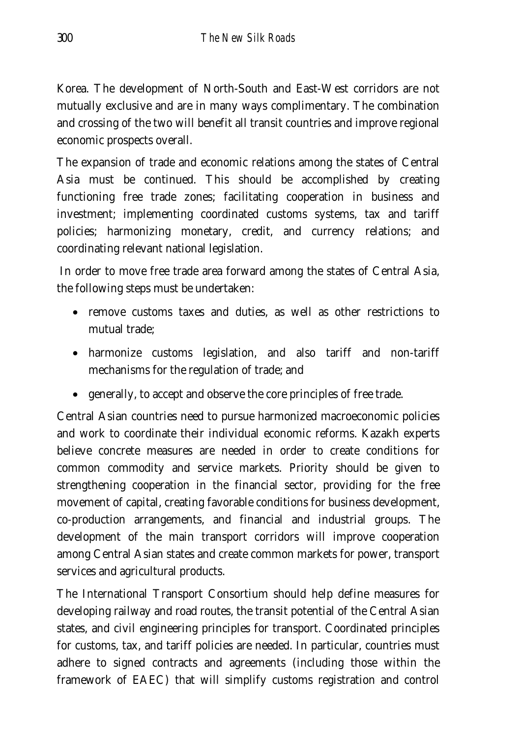Korea. The development of North-South and East-West corridors are not mutually exclusive and are in many ways complimentary. The combination and crossing of the two will benefit all transit countries and improve regional economic prospects overall.

The expansion of trade and economic relations among the states of Central Asia must be continued. This should be accomplished by creating functioning free trade zones; facilitating cooperation in business and investment; implementing coordinated customs systems, tax and tariff policies; harmonizing monetary, credit, and currency relations; and coordinating relevant national legislation.

In order to move free trade area forward among the states of Central Asia, the following steps must be undertaken:

- remove customs taxes and duties, as well as other restrictions to mutual trade;
- harmonize customs legislation, and also tariff and non-tariff mechanisms for the regulation of trade; and
- generally, to accept and observe the core principles of free trade.

Central Asian countries need to pursue harmonized macroeconomic policies and work to coordinate their individual economic reforms. Kazakh experts believe concrete measures are needed in order to create conditions for common commodity and service markets. Priority should be given to strengthening cooperation in the financial sector, providing for the free movement of capital, creating favorable conditions for business development, co-production arrangements, and financial and industrial groups. The development of the main transport corridors will improve cooperation among Central Asian states and create common markets for power, transport services and agricultural products.

The International Transport Consortium should help define measures for developing railway and road routes, the transit potential of the Central Asian states, and civil engineering principles for transport. Coordinated principles for customs, tax, and tariff policies are needed. In particular, countries must adhere to signed contracts and agreements (including those within the framework of EAEC) that will simplify customs registration and control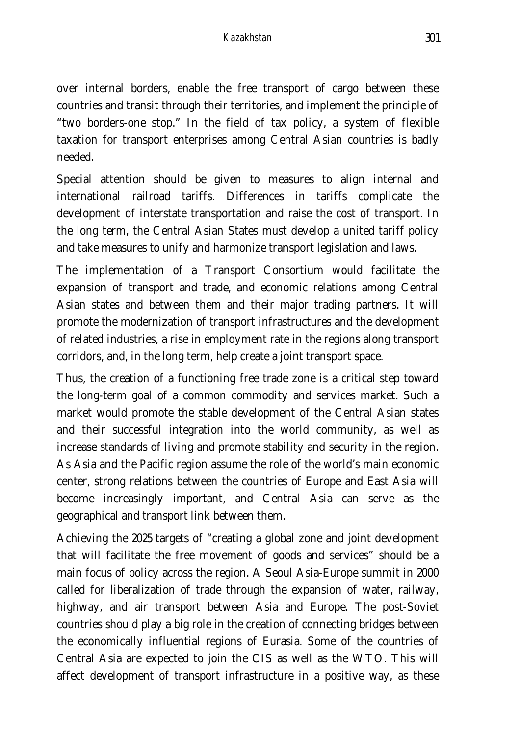over internal borders, enable the free transport of cargo between these countries and transit through their territories, and implement the principle of "two borders-one stop." In the field of tax policy, a system of flexible taxation for transport enterprises among Central Asian countries is badly needed.

Special attention should be given to measures to align internal and international railroad tariffs. Differences in tariffs complicate the development of interstate transportation and raise the cost of transport. In the long term, the Central Asian States must develop a united tariff policy and take measures to unify and harmonize transport legislation and laws.

The implementation of a Transport Consortium would facilitate the expansion of transport and trade, and economic relations among Central Asian states and between them and their major trading partners. It will promote the modernization of transport infrastructures and the development of related industries, a rise in employment rate in the regions along transport corridors, and, in the long term, help create a joint transport space.

Thus, the creation of a functioning free trade zone is a critical step toward the long-term goal of a common commodity and services market. Such a market would promote the stable development of the Central Asian states and their successful integration into the world community, as well as increase standards of living and promote stability and security in the region. As Asia and the Pacific region assume the role of the world's main economic center, strong relations between the countries of Europe and East Asia will become increasingly important, and Central Asia can serve as the geographical and transport link between them.

Achieving the 2025 targets of "creating a global zone and joint development that will facilitate the free movement of goods and services" should be a main focus of policy across the region. A Seoul Asia-Europe summit in 2000 called for liberalization of trade through the expansion of water, railway, highway, and air transport between Asia and Europe. The post-Soviet countries should play a big role in the creation of connecting bridges between the economically influential regions of Eurasia. Some of the countries of Central Asia are expected to join the CIS as well as the WTO. This will affect development of transport infrastructure in a positive way, as these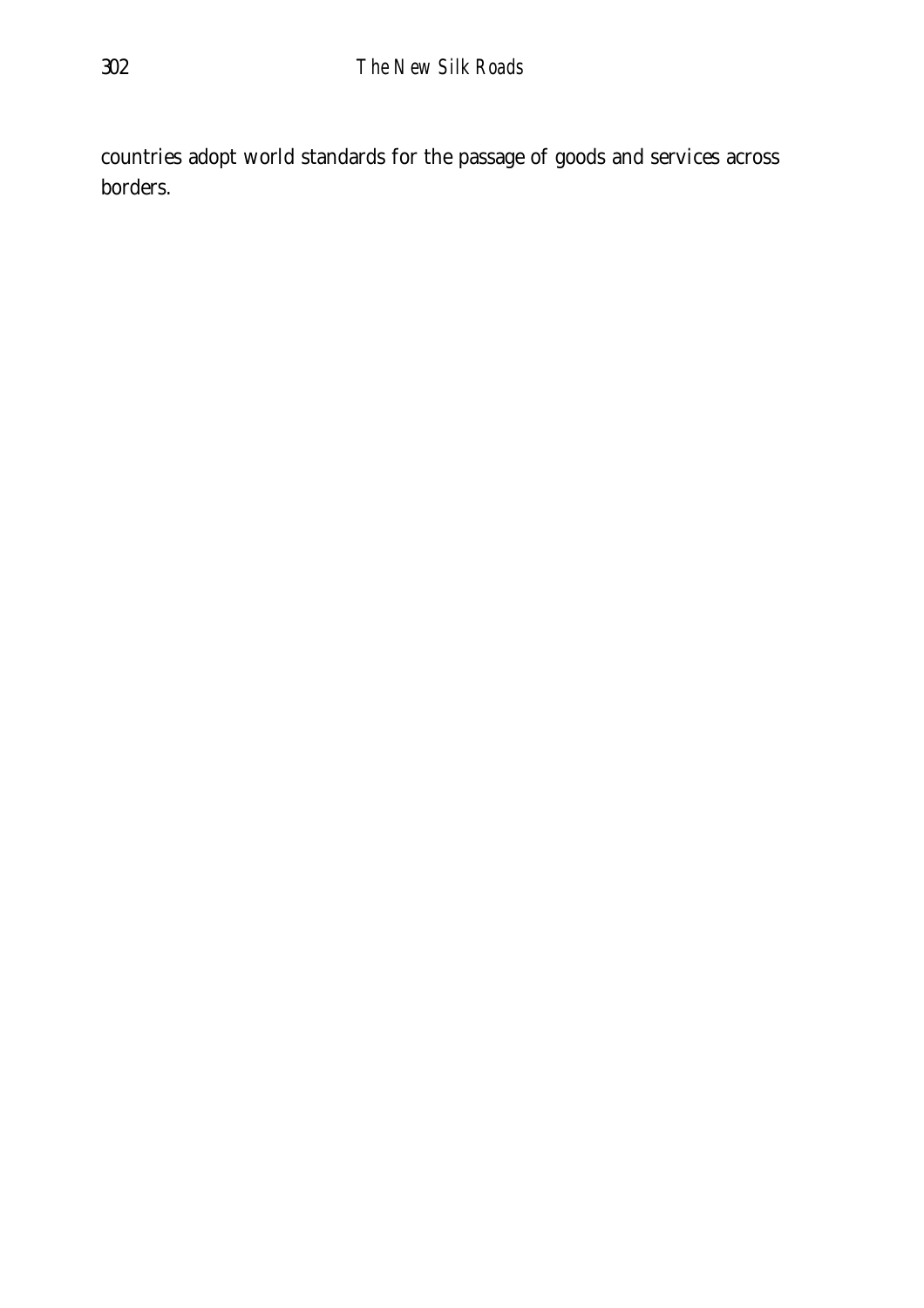countries adopt world standards for the passage of goods and services across borders.